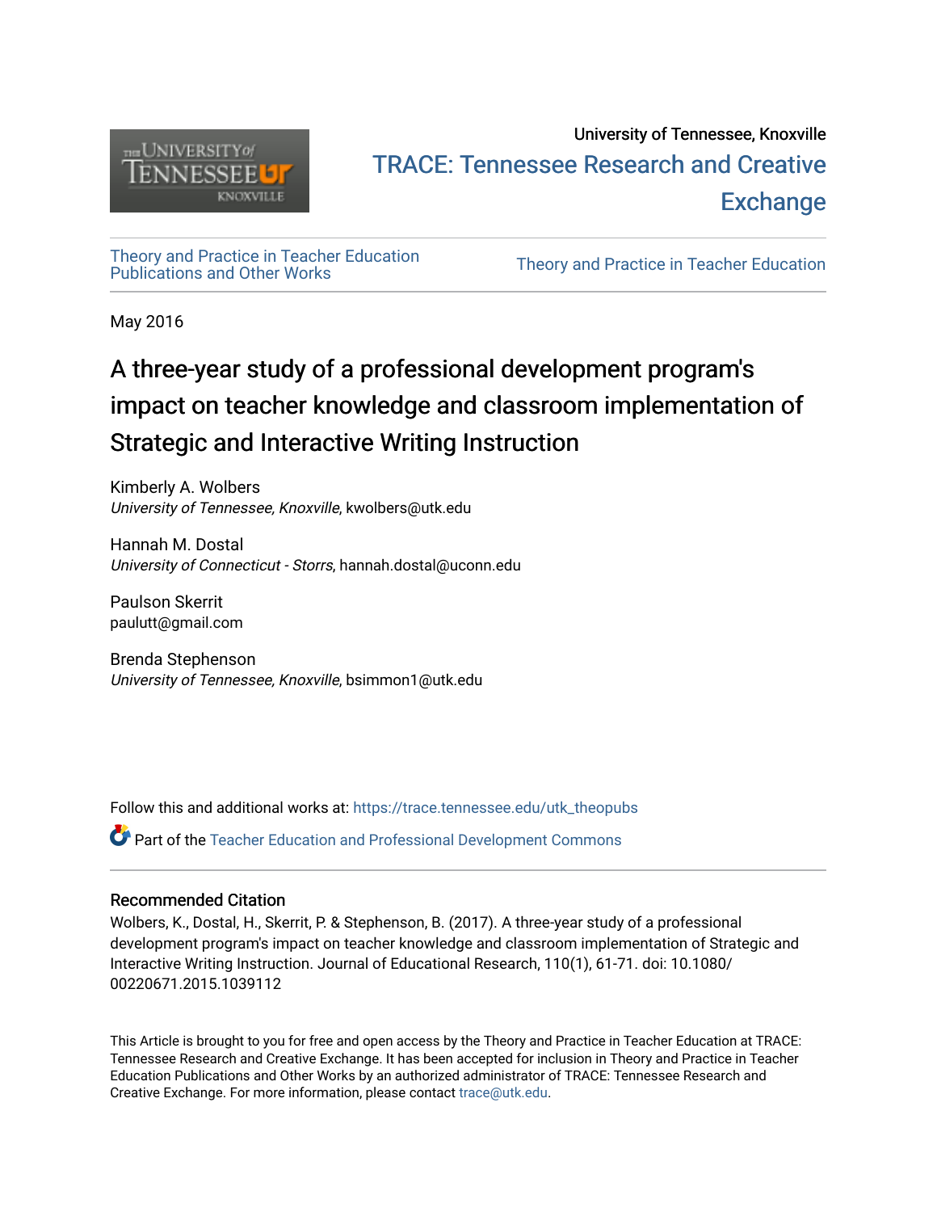University of Tennessee, Knoxville

TRACE: Tennessee Research and Creative Exchange

Theory and Practice in Teacher Education Publications and Other Works

Theory and Practice in Teacher Education

May 2016

# A three-year study of a professional development program's impact on teacher knowledge and classroom implementation of Strategic and Interactive Writing Instruction

Kimberly A. Wolbers
*University of Tennessee, Knoxville*, kwolbers@utk.edu

Hannah M. Dostal
*University of Connecticut - Storrs*, hannah.dostal@uconn.edu

Paulson Skerrit
paulutt@gmail.com

Brenda Stephenson
*University of Tennessee, Knoxville*, bsimmon1@utk.edu

Follow this and additional works at: https://trace.tennessee.edu/utk_theopubs

Part of the Teacher Education and Professional Development Commons

## Recommended Citation

Wolbers, K., Dostal, H., Skerrit, P. & Stephenson, B. (2017). A three-year study of a professional development program's impact on teacher knowledge and classroom implementation of Strategic and Interactive Writing Instruction. Journal of Educational Research, 110(1), 61-71. doi: 10.1080/00220671.2015.1039112

This Article is brought to you for free and open access by the Theory and Practice in Teacher Education at TRACE: Tennessee Research and Creative Exchange. It has been accepted for inclusion in Theory and Practice in Teacher Education Publications and Other Works by an authorized administrator of TRACE: Tennessee Research and Creative Exchange. For more information, please contact trace@utk.edu.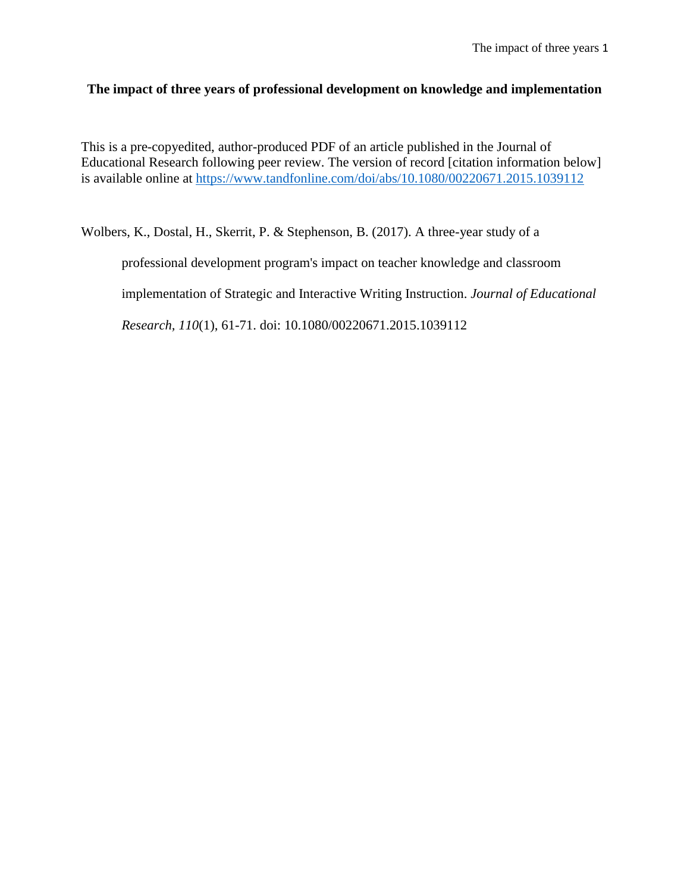**The impact of three years of professional development on knowledge and implementation**

This is a pre-copyedited, author-produced PDF of an article published in the Journal of Educational Research following peer review. The version of record [citation information below] is available online at https://www.tandfonline.com/doi/abs/10.1080/00220671.2015.1039112

Wolbers, K., Dostal, H., Skerrit, P. & Stephenson, B. (2017). A three-year study of a professional development program's impact on teacher knowledge and classroom implementation of Strategic and Interactive Writing Instruction. *Journal of Educational Research*, *110*(1), 61-71. doi: 10.1080/00220671.2015.1039112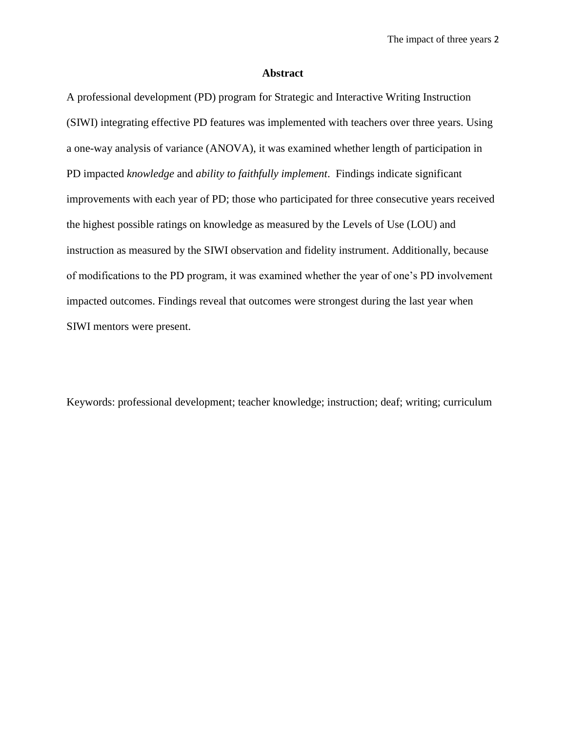## Abstract

A professional development (PD) program for Strategic and Interactive Writing Instruction (SIWI) integrating effective PD features was implemented with teachers over three years. Using a one-way analysis of variance (ANOVA), it was examined whether length of participation in PD impacted *knowledge* and *ability to faithfully implement*. Findings indicate significant improvements with each year of PD; those who participated for three consecutive years received the highest possible ratings on knowledge as measured by the Levels of Use (LOU) and instruction as measured by the SIWI observation and fidelity instrument. Additionally, because of modifications to the PD program, it was examined whether the year of one's PD involvement impacted outcomes. Findings reveal that outcomes were strongest during the last year when SIWI mentors were present.

Keywords: professional development; teacher knowledge; instruction; deaf; writing; curriculum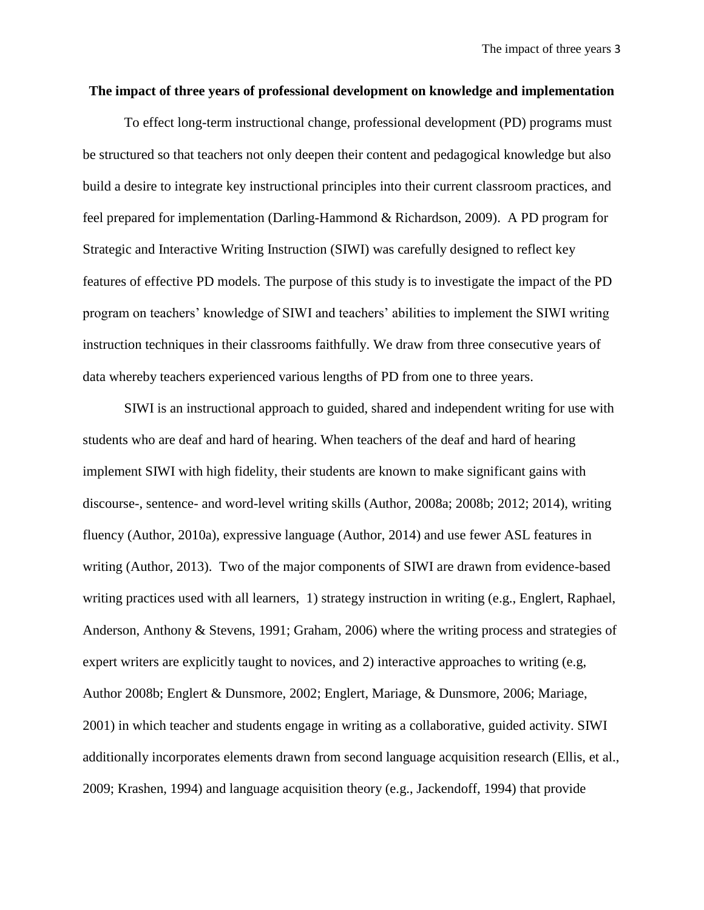**The impact of three years of professional development on knowledge and implementation**

To effect long-term instructional change, professional development (PD) programs must be structured so that teachers not only deepen their content and pedagogical knowledge but also build a desire to integrate key instructional principles into their current classroom practices, and feel prepared for implementation (Darling-Hammond & Richardson, 2009). A PD program for Strategic and Interactive Writing Instruction (SIWI) was carefully designed to reflect key features of effective PD models. The purpose of this study is to investigate the impact of the PD program on teachers' knowledge of SIWI and teachers' abilities to implement the SIWI writing instruction techniques in their classrooms faithfully. We draw from three consecutive years of data whereby teachers experienced various lengths of PD from one to three years.

SIWI is an instructional approach to guided, shared and independent writing for use with students who are deaf and hard of hearing. When teachers of the deaf and hard of hearing implement SIWI with high fidelity, their students are known to make significant gains with discourse-, sentence- and word-level writing skills (Author, 2008a; 2008b; 2012; 2014), writing fluency (Author, 2010a), expressive language (Author, 2014) and use fewer ASL features in writing (Author, 2013). Two of the major components of SIWI are drawn from evidence-based writing practices used with all learners, 1) strategy instruction in writing (e.g., Englert, Raphael, Anderson, Anthony & Stevens, 1991; Graham, 2006) where the writing process and strategies of expert writers are explicitly taught to novices, and 2) interactive approaches to writing (e.g, Author 2008b; Englert & Dunsmore, 2002; Englert, Mariage, & Dunsmore, 2006; Mariage, 2001) in which teacher and students engage in writing as a collaborative, guided activity. SIWI additionally incorporates elements drawn from second language acquisition research (Ellis, et al., 2009; Krashen, 1994) and language acquisition theory (e.g., Jackendoff, 1994) that provide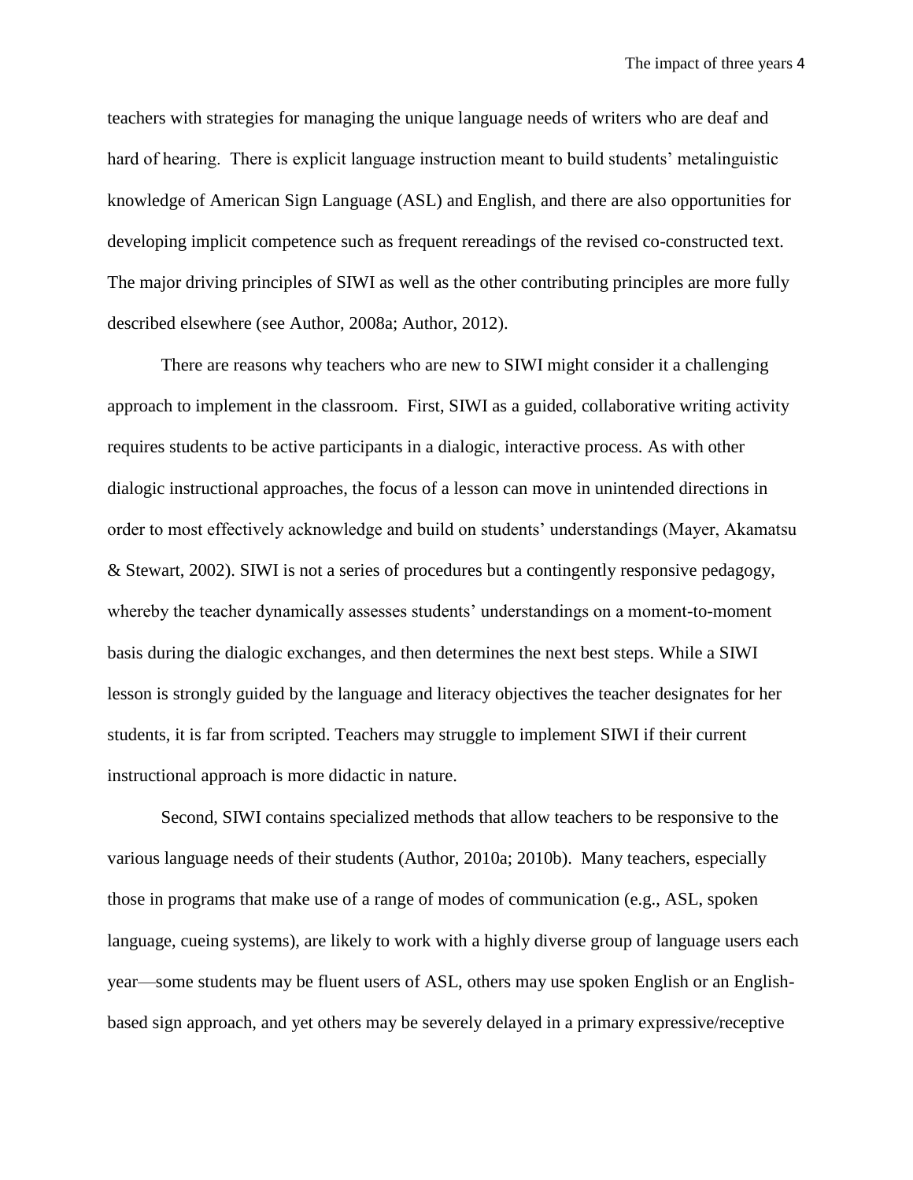teachers with strategies for managing the unique language needs of writers who are deaf and hard of hearing. There is explicit language instruction meant to build students' metalinguistic knowledge of American Sign Language (ASL) and English, and there are also opportunities for developing implicit competence such as frequent rereadings of the revised co-constructed text. The major driving principles of SIWI as well as the other contributing principles are more fully described elsewhere (see Author, 2008a; Author, 2012).

There are reasons why teachers who are new to SIWI might consider it a challenging approach to implement in the classroom. First, SIWI as a guided, collaborative writing activity requires students to be active participants in a dialogic, interactive process. As with other dialogic instructional approaches, the focus of a lesson can move in unintended directions in order to most effectively acknowledge and build on students' understandings (Mayer, Akamatsu & Stewart, 2002). SIWI is not a series of procedures but a contingently responsive pedagogy, whereby the teacher dynamically assesses students' understandings on a moment-to-moment basis during the dialogic exchanges, and then determines the next best steps. While a SIWI lesson is strongly guided by the language and literacy objectives the teacher designates for her students, it is far from scripted. Teachers may struggle to implement SIWI if their current instructional approach is more didactic in nature.

Second, SIWI contains specialized methods that allow teachers to be responsive to the various language needs of their students (Author, 2010a; 2010b). Many teachers, especially those in programs that make use of a range of modes of communication (e.g., ASL, spoken language, cueing systems), are likely to work with a highly diverse group of language users each year—some students may be fluent users of ASL, others may use spoken English or an English-based sign approach, and yet others may be severely delayed in a primary expressive/receptive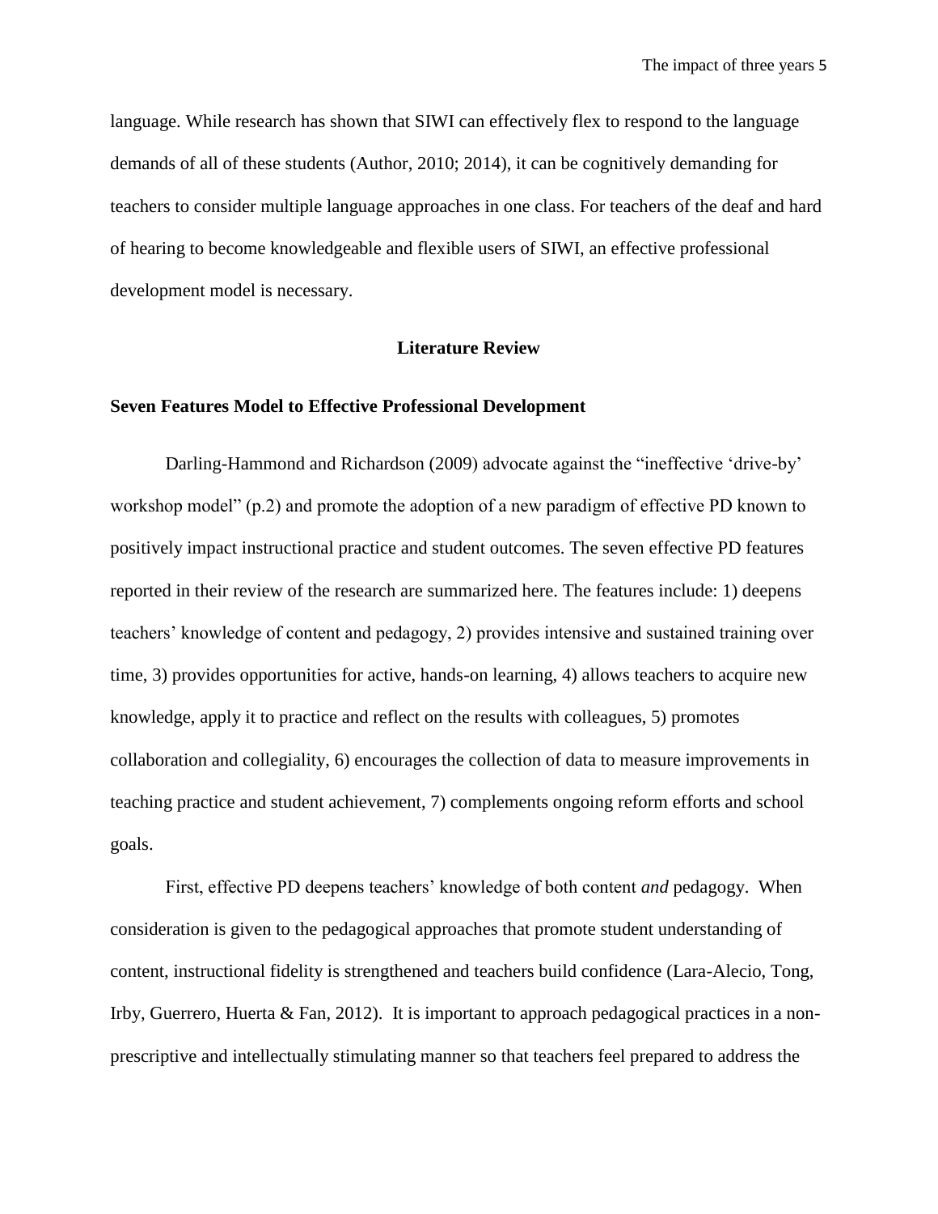language. While research has shown that SIWI can effectively flex to respond to the language demands of all of these students (Author, 2010; 2014), it can be cognitively demanding for teachers to consider multiple language approaches in one class. For teachers of the deaf and hard of hearing to become knowledgeable and flexible users of SIWI, an effective professional development model is necessary.

## Literature Review

### Seven Features Model to Effective Professional Development

Darling-Hammond and Richardson (2009) advocate against the "ineffective 'drive-by' workshop model" (p.2) and promote the adoption of a new paradigm of effective PD known to positively impact instructional practice and student outcomes. The seven effective PD features reported in their review of the research are summarized here. The features include: 1) deepens teachers' knowledge of content and pedagogy, 2) provides intensive and sustained training over time, 3) provides opportunities for active, hands-on learning, 4) allows teachers to acquire new knowledge, apply it to practice and reflect on the results with colleagues, 5) promotes collaboration and collegiality, 6) encourages the collection of data to measure improvements in teaching practice and student achievement, 7) complements ongoing reform efforts and school goals.

First, effective PD deepens teachers' knowledge of both content *and* pedagogy. When consideration is given to the pedagogical approaches that promote student understanding of content, instructional fidelity is strengthened and teachers build confidence (Lara-Alecio, Tong, Irby, Guerrero, Huerta & Fan, 2012). It is important to approach pedagogical practices in a non-prescriptive and intellectually stimulating manner so that teachers feel prepared to address the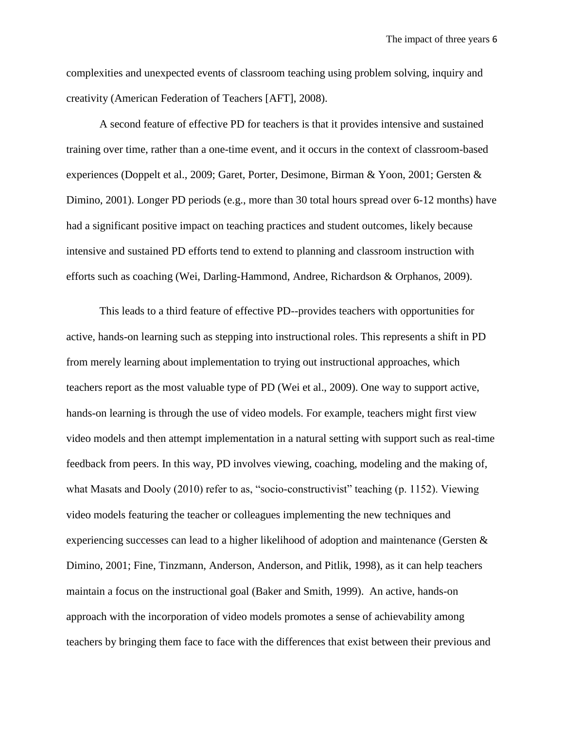complexities and unexpected events of classroom teaching using problem solving, inquiry and creativity (American Federation of Teachers [AFT], 2008).

A second feature of effective PD for teachers is that it provides intensive and sustained training over time, rather than a one-time event, and it occurs in the context of classroom-based experiences (Doppelt et al., 2009; Garet, Porter, Desimone, Birman & Yoon, 2001; Gersten & Dimino, 2001). Longer PD periods (e.g., more than 30 total hours spread over 6-12 months) have had a significant positive impact on teaching practices and student outcomes, likely because intensive and sustained PD efforts tend to extend to planning and classroom instruction with efforts such as coaching (Wei, Darling-Hammond, Andree, Richardson & Orphanos, 2009).

This leads to a third feature of effective PD--provides teachers with opportunities for active, hands-on learning such as stepping into instructional roles. This represents a shift in PD from merely learning about implementation to trying out instructional approaches, which teachers report as the most valuable type of PD (Wei et al., 2009). One way to support active, hands-on learning is through the use of video models. For example, teachers might first view video models and then attempt implementation in a natural setting with support such as real-time feedback from peers. In this way, PD involves viewing, coaching, modeling and the making of, what Masats and Dooly (2010) refer to as, "socio-constructivist" teaching (p. 1152). Viewing video models featuring the teacher or colleagues implementing the new techniques and experiencing successes can lead to a higher likelihood of adoption and maintenance (Gersten & Dimino, 2001; Fine, Tinzmann, Anderson, Anderson, and Pitlik, 1998), as it can help teachers maintain a focus on the instructional goal (Baker and Smith, 1999). An active, hands-on approach with the incorporation of video models promotes a sense of achievability among teachers by bringing them face to face with the differences that exist between their previous and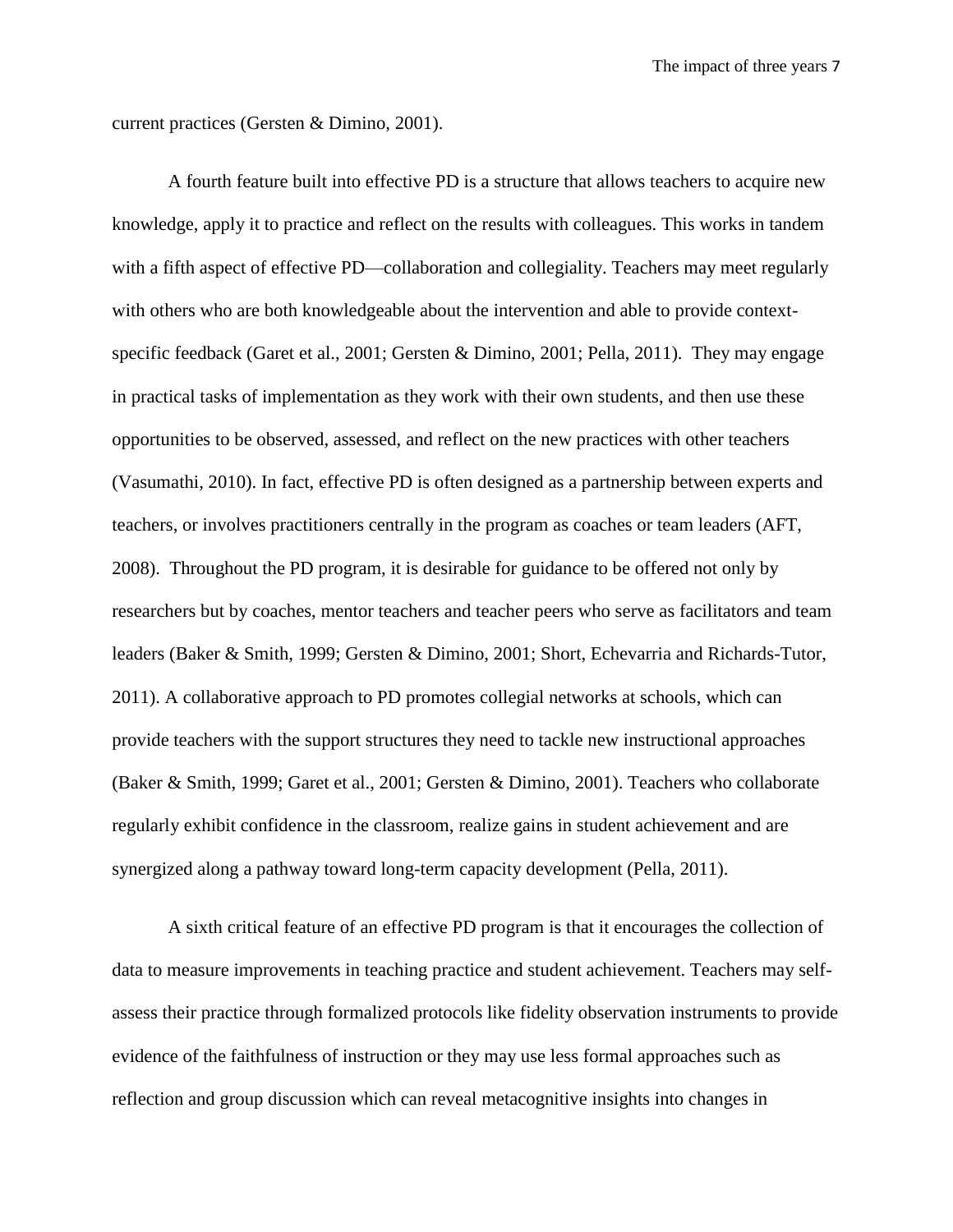current practices (Gersten & Dimino, 2001).

A fourth feature built into effective PD is a structure that allows teachers to acquire new knowledge, apply it to practice and reflect on the results with colleagues. This works in tandem with a fifth aspect of effective PD—collaboration and collegiality. Teachers may meet regularly with others who are both knowledgeable about the intervention and able to provide context-specific feedback (Garet et al., 2001; Gersten & Dimino, 2001; Pella, 2011). They may engage in practical tasks of implementation as they work with their own students, and then use these opportunities to be observed, assessed, and reflect on the new practices with other teachers (Vasumathi, 2010). In fact, effective PD is often designed as a partnership between experts and teachers, or involves practitioners centrally in the program as coaches or team leaders (AFT, 2008). Throughout the PD program, it is desirable for guidance to be offered not only by researchers but by coaches, mentor teachers and teacher peers who serve as facilitators and team leaders (Baker & Smith, 1999; Gersten & Dimino, 2001; Short, Echevarria and Richards-Tutor, 2011). A collaborative approach to PD promotes collegial networks at schools, which can provide teachers with the support structures they need to tackle new instructional approaches (Baker & Smith, 1999; Garet et al., 2001; Gersten & Dimino, 2001). Teachers who collaborate regularly exhibit confidence in the classroom, realize gains in student achievement and are synergized along a pathway toward long-term capacity development (Pella, 2011).

A sixth critical feature of an effective PD program is that it encourages the collection of data to measure improvements in teaching practice and student achievement. Teachers may self-assess their practice through formalized protocols like fidelity observation instruments to provide evidence of the faithfulness of instruction or they may use less formal approaches such as reflection and group discussion which can reveal metacognitive insights into changes in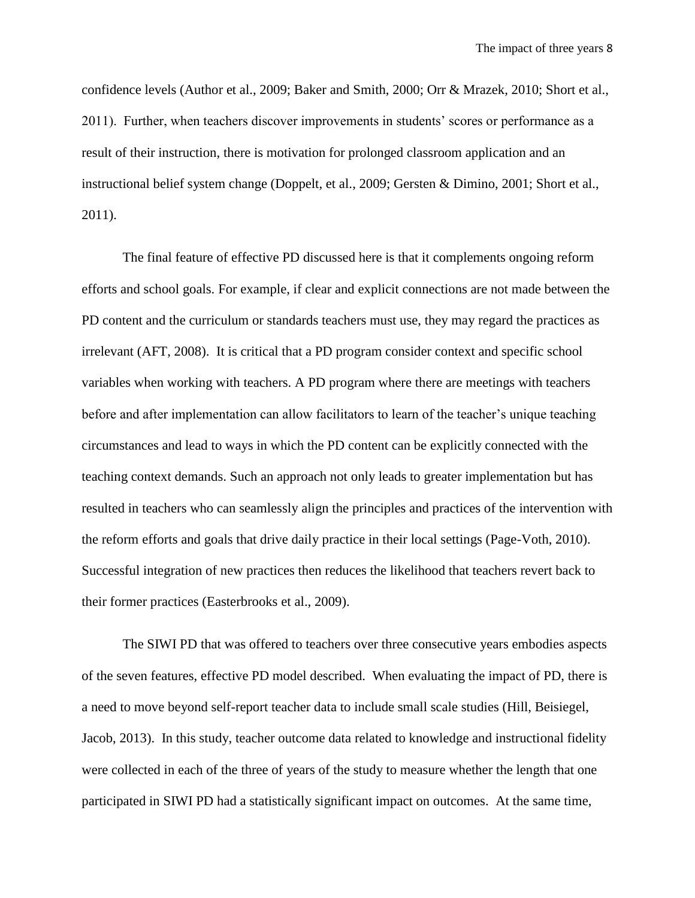confidence levels (Author et al., 2009; Baker and Smith, 2000; Orr & Mrazek, 2010; Short et al., 2011). Further, when teachers discover improvements in students' scores or performance as a result of their instruction, there is motivation for prolonged classroom application and an instructional belief system change (Doppelt, et al., 2009; Gersten & Dimino, 2001; Short et al., 2011).

The final feature of effective PD discussed here is that it complements ongoing reform efforts and school goals. For example, if clear and explicit connections are not made between the PD content and the curriculum or standards teachers must use, they may regard the practices as irrelevant (AFT, 2008). It is critical that a PD program consider context and specific school variables when working with teachers. A PD program where there are meetings with teachers before and after implementation can allow facilitators to learn of the teacher's unique teaching circumstances and lead to ways in which the PD content can be explicitly connected with the teaching context demands. Such an approach not only leads to greater implementation but has resulted in teachers who can seamlessly align the principles and practices of the intervention with the reform efforts and goals that drive daily practice in their local settings (Page-Voth, 2010). Successful integration of new practices then reduces the likelihood that teachers revert back to their former practices (Easterbrooks et al., 2009).

The SIWI PD that was offered to teachers over three consecutive years embodies aspects of the seven features, effective PD model described. When evaluating the impact of PD, there is a need to move beyond self-report teacher data to include small scale studies (Hill, Beisiegel, Jacob, 2013). In this study, teacher outcome data related to knowledge and instructional fidelity were collected in each of the three of years of the study to measure whether the length that one participated in SIWI PD had a statistically significant impact on outcomes. At the same time,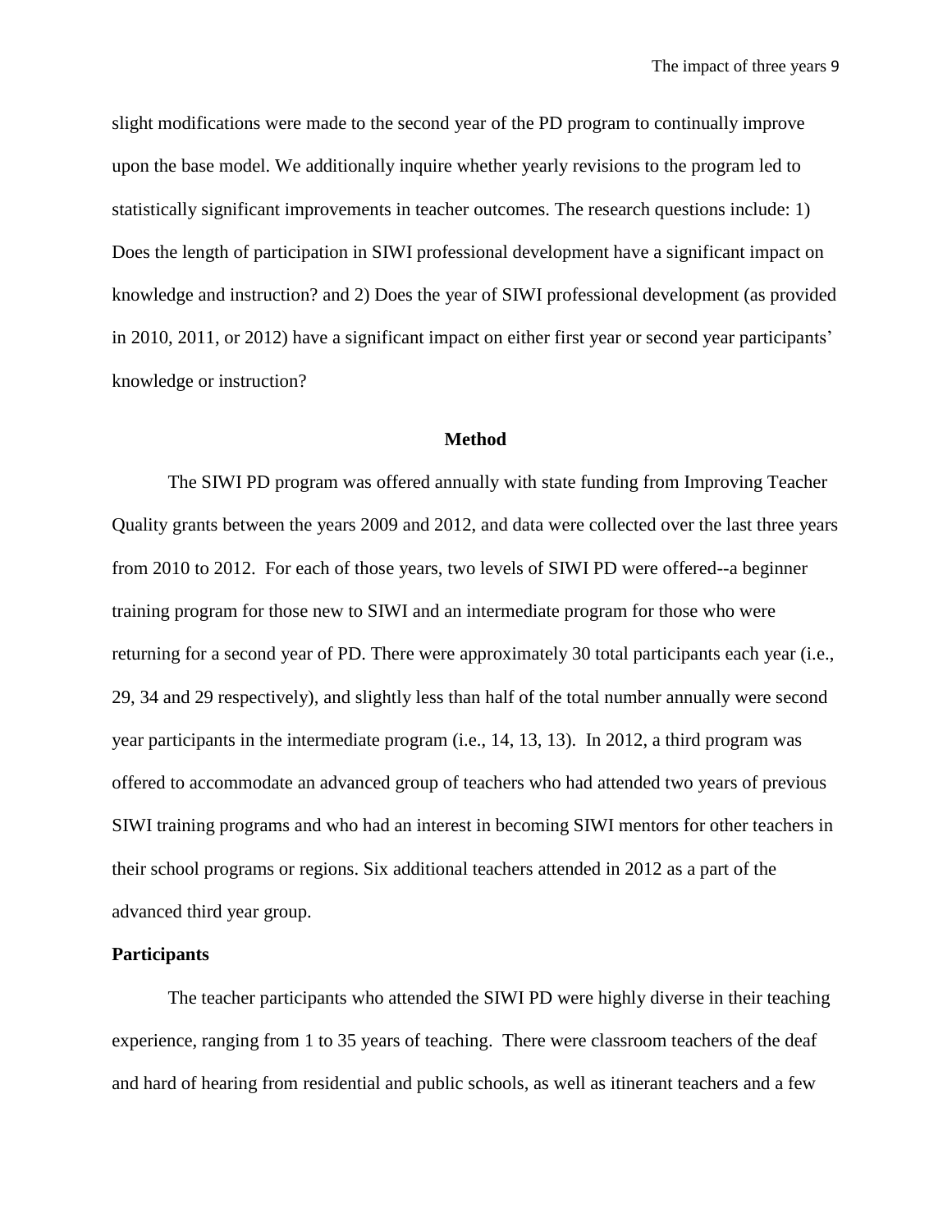slight modifications were made to the second year of the PD program to continually improve upon the base model. We additionally inquire whether yearly revisions to the program led to statistically significant improvements in teacher outcomes. The research questions include: 1) Does the length of participation in SIWI professional development have a significant impact on knowledge and instruction? and 2) Does the year of SIWI professional development (as provided in 2010, 2011, or 2012) have a significant impact on either first year or second year participants' knowledge or instruction?

## Method

The SIWI PD program was offered annually with state funding from Improving Teacher Quality grants between the years 2009 and 2012, and data were collected over the last three years from 2010 to 2012. For each of those years, two levels of SIWI PD were offered--a beginner training program for those new to SIWI and an intermediate program for those who were returning for a second year of PD. There were approximately 30 total participants each year (i.e., 29, 34 and 29 respectively), and slightly less than half of the total number annually were second year participants in the intermediate program (i.e., 14, 13, 13). In 2012, a third program was offered to accommodate an advanced group of teachers who had attended two years of previous SIWI training programs and who had an interest in becoming SIWI mentors for other teachers in their school programs or regions. Six additional teachers attended in 2012 as a part of the advanced third year group.

### Participants

The teacher participants who attended the SIWI PD were highly diverse in their teaching experience, ranging from 1 to 35 years of teaching. There were classroom teachers of the deaf and hard of hearing from residential and public schools, as well as itinerant teachers and a few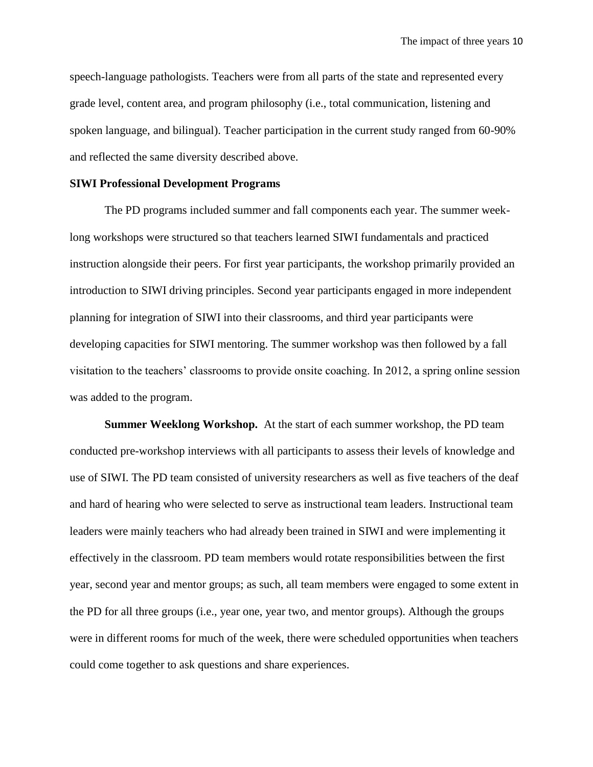speech-language pathologists. Teachers were from all parts of the state and represented every grade level, content area, and program philosophy (i.e., total communication, listening and spoken language, and bilingual). Teacher participation in the current study ranged from 60-90% and reflected the same diversity described above.

## SIWI Professional Development Programs

The PD programs included summer and fall components each year. The summer week-long workshops were structured so that teachers learned SIWI fundamentals and practiced instruction alongside their peers. For first year participants, the workshop primarily provided an introduction to SIWI driving principles. Second year participants engaged in more independent planning for integration of SIWI into their classrooms, and third year participants were developing capacities for SIWI mentoring. The summer workshop was then followed by a fall visitation to the teachers' classrooms to provide onsite coaching. In 2012, a spring online session was added to the program.

**Summer Weeklong Workshop.** At the start of each summer workshop, the PD team conducted pre-workshop interviews with all participants to assess their levels of knowledge and use of SIWI. The PD team consisted of university researchers as well as five teachers of the deaf and hard of hearing who were selected to serve as instructional team leaders. Instructional team leaders were mainly teachers who had already been trained in SIWI and were implementing it effectively in the classroom. PD team members would rotate responsibilities between the first year, second year and mentor groups; as such, all team members were engaged to some extent in the PD for all three groups (i.e., year one, year two, and mentor groups). Although the groups were in different rooms for much of the week, there were scheduled opportunities when teachers could come together to ask questions and share experiences.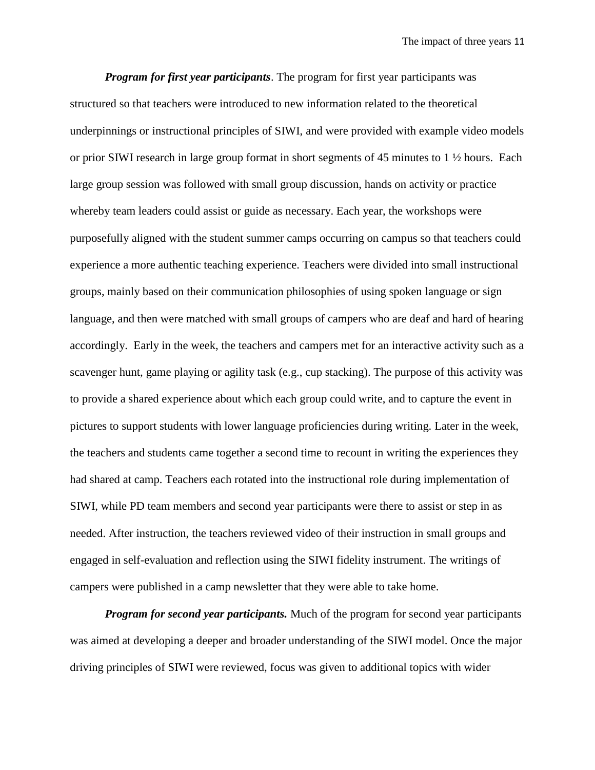***Program for first year participants***. The program for first year participants was structured so that teachers were introduced to new information related to the theoretical underpinnings or instructional principles of SIWI, and were provided with example video models or prior SIWI research in large group format in short segments of 45 minutes to 1 ½ hours. Each large group session was followed with small group discussion, hands on activity or practice whereby team leaders could assist or guide as necessary. Each year, the workshops were purposefully aligned with the student summer camps occurring on campus so that teachers could experience a more authentic teaching experience. Teachers were divided into small instructional groups, mainly based on their communication philosophies of using spoken language or sign language, and then were matched with small groups of campers who are deaf and hard of hearing accordingly. Early in the week, the teachers and campers met for an interactive activity such as a scavenger hunt, game playing or agility task (e.g., cup stacking). The purpose of this activity was to provide a shared experience about which each group could write, and to capture the event in pictures to support students with lower language proficiencies during writing. Later in the week, the teachers and students came together a second time to recount in writing the experiences they had shared at camp. Teachers each rotated into the instructional role during implementation of SIWI, while PD team members and second year participants were there to assist or step in as needed. After instruction, the teachers reviewed video of their instruction in small groups and engaged in self-evaluation and reflection using the SIWI fidelity instrument. The writings of campers were published in a camp newsletter that they were able to take home.

***Program for second year participants.*** Much of the program for second year participants was aimed at developing a deeper and broader understanding of the SIWI model. Once the major driving principles of SIWI were reviewed, focus was given to additional topics with wider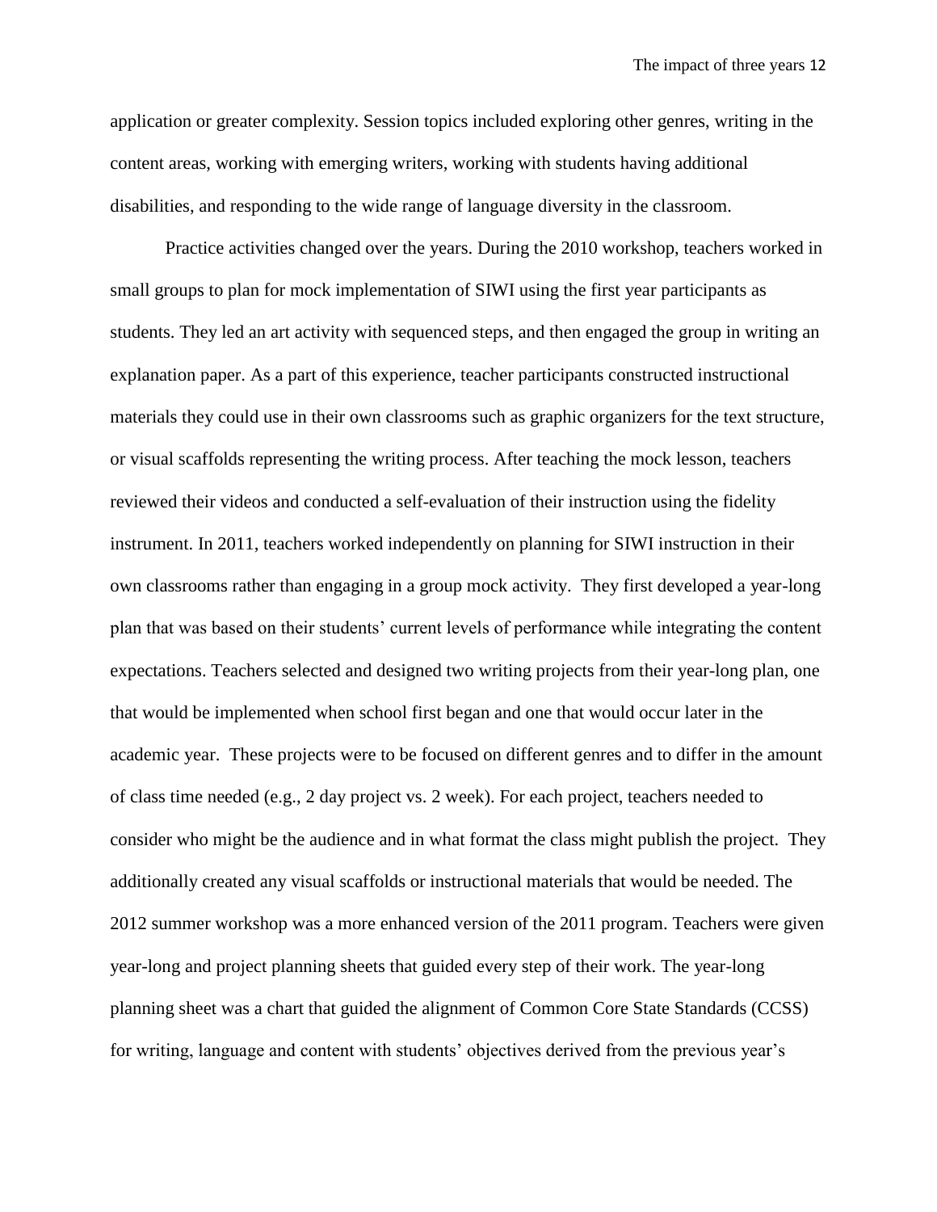application or greater complexity. Session topics included exploring other genres, writing in the content areas, working with emerging writers, working with students having additional disabilities, and responding to the wide range of language diversity in the classroom.

Practice activities changed over the years. During the 2010 workshop, teachers worked in small groups to plan for mock implementation of SIWI using the first year participants as students. They led an art activity with sequenced steps, and then engaged the group in writing an explanation paper. As a part of this experience, teacher participants constructed instructional materials they could use in their own classrooms such as graphic organizers for the text structure, or visual scaffolds representing the writing process. After teaching the mock lesson, teachers reviewed their videos and conducted a self-evaluation of their instruction using the fidelity instrument. In 2011, teachers worked independently on planning for SIWI instruction in their own classrooms rather than engaging in a group mock activity. They first developed a year-long plan that was based on their students' current levels of performance while integrating the content expectations. Teachers selected and designed two writing projects from their year-long plan, one that would be implemented when school first began and one that would occur later in the academic year. These projects were to be focused on different genres and to differ in the amount of class time needed (e.g., 2 day project vs. 2 week). For each project, teachers needed to consider who might be the audience and in what format the class might publish the project. They additionally created any visual scaffolds or instructional materials that would be needed. The 2012 summer workshop was a more enhanced version of the 2011 program. Teachers were given year-long and project planning sheets that guided every step of their work. The year-long planning sheet was a chart that guided the alignment of Common Core State Standards (CCSS) for writing, language and content with students' objectives derived from the previous year's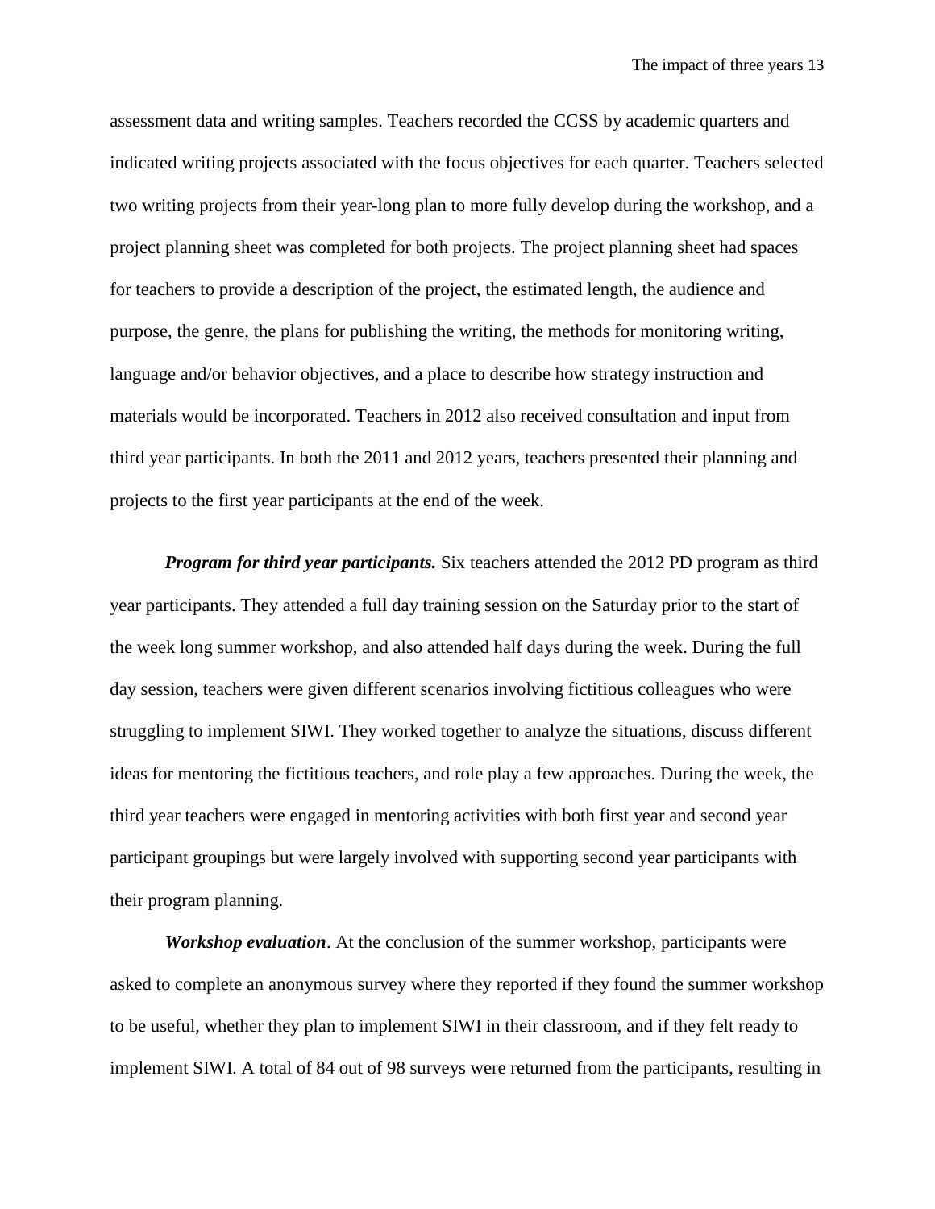assessment data and writing samples. Teachers recorded the CCSS by academic quarters and indicated writing projects associated with the focus objectives for each quarter. Teachers selected two writing projects from their year-long plan to more fully develop during the workshop, and a project planning sheet was completed for both projects. The project planning sheet had spaces for teachers to provide a description of the project, the estimated length, the audience and purpose, the genre, the plans for publishing the writing, the methods for monitoring writing, language and/or behavior objectives, and a place to describe how strategy instruction and materials would be incorporated. Teachers in 2012 also received consultation and input from third year participants. In both the 2011 and 2012 years, teachers presented their planning and projects to the first year participants at the end of the week.

***Program for third year participants.*** Six teachers attended the 2012 PD program as third year participants. They attended a full day training session on the Saturday prior to the start of the week long summer workshop, and also attended half days during the week. During the full day session, teachers were given different scenarios involving fictitious colleagues who were struggling to implement SIWI. They worked together to analyze the situations, discuss different ideas for mentoring the fictitious teachers, and role play a few approaches. During the week, the third year teachers were engaged in mentoring activities with both first year and second year participant groupings but were largely involved with supporting second year participants with their program planning.

***Workshop evaluation***. At the conclusion of the summer workshop, participants were asked to complete an anonymous survey where they reported if they found the summer workshop to be useful, whether they plan to implement SIWI in their classroom, and if they felt ready to implement SIWI. A total of 84 out of 98 surveys were returned from the participants, resulting in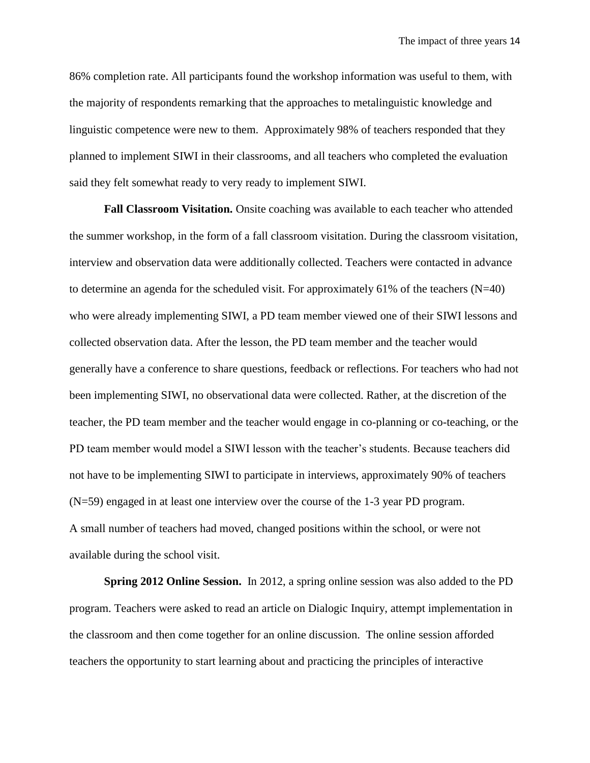86% completion rate. All participants found the workshop information was useful to them, with the majority of respondents remarking that the approaches to metalinguistic knowledge and linguistic competence were new to them. Approximately 98% of teachers responded that they planned to implement SIWI in their classrooms, and all teachers who completed the evaluation said they felt somewhat ready to very ready to implement SIWI.

**Fall Classroom Visitation.** Onsite coaching was available to each teacher who attended the summer workshop, in the form of a fall classroom visitation. During the classroom visitation, interview and observation data were additionally collected. Teachers were contacted in advance to determine an agenda for the scheduled visit. For approximately 61% of the teachers (N=40) who were already implementing SIWI, a PD team member viewed one of their SIWI lessons and collected observation data. After the lesson, the PD team member and the teacher would generally have a conference to share questions, feedback or reflections. For teachers who had not been implementing SIWI, no observational data were collected. Rather, at the discretion of the teacher, the PD team member and the teacher would engage in co-planning or co-teaching, or the PD team member would model a SIWI lesson with the teacher's students. Because teachers did not have to be implementing SIWI to participate in interviews, approximately 90% of teachers (N=59) engaged in at least one interview over the course of the 1-3 year PD program.
A small number of teachers had moved, changed positions within the school, or were not available during the school visit.

**Spring 2012 Online Session.** In 2012, a spring online session was also added to the PD program. Teachers were asked to read an article on Dialogic Inquiry, attempt implementation in the classroom and then come together for an online discussion. The online session afforded teachers the opportunity to start learning about and practicing the principles of interactive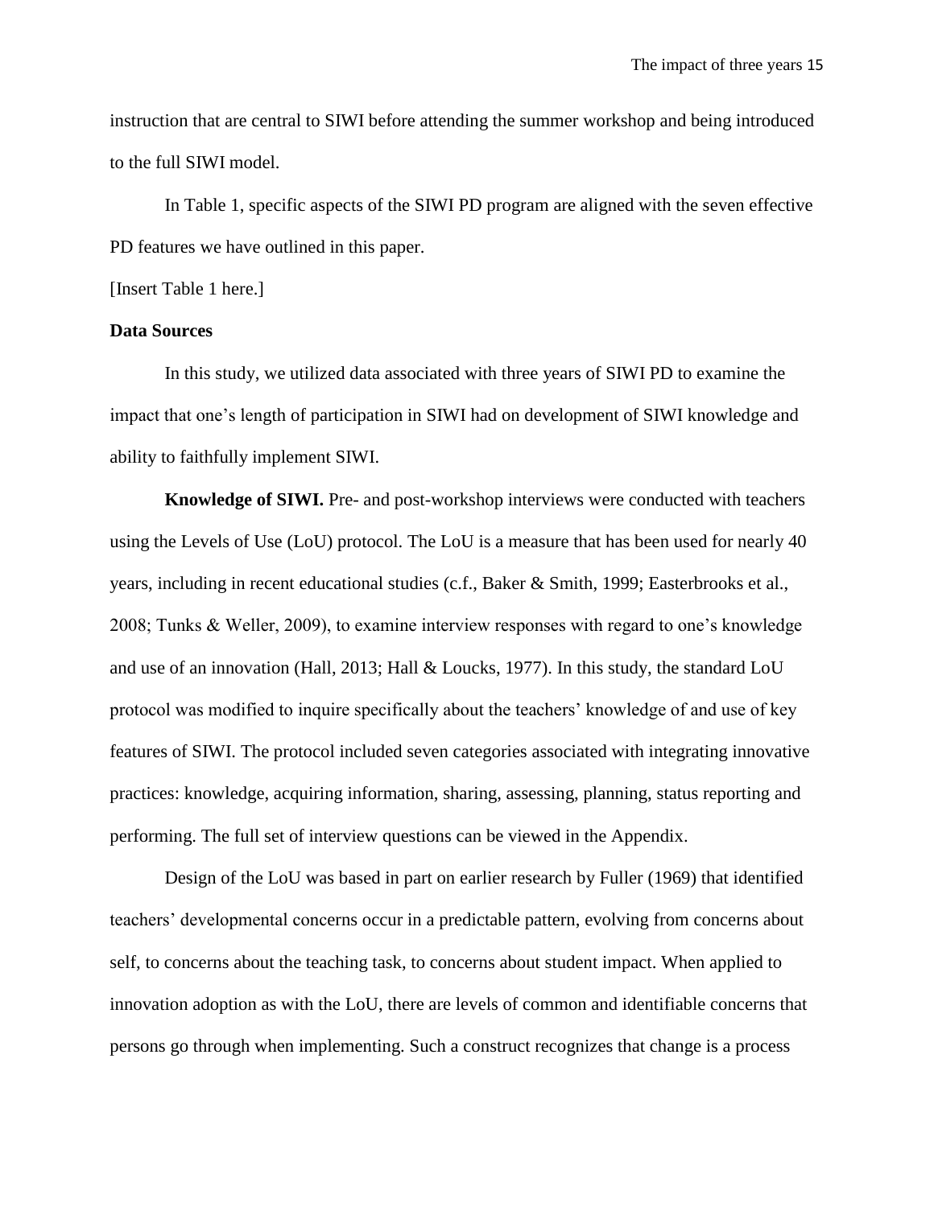instruction that are central to SIWI before attending the summer workshop and being introduced to the full SIWI model.

In Table 1, specific aspects of the SIWI PD program are aligned with the seven effective PD features we have outlined in this paper.

[Insert Table 1 here.]

**Data Sources**

In this study, we utilized data associated with three years of SIWI PD to examine the impact that one's length of participation in SIWI had on development of SIWI knowledge and ability to faithfully implement SIWI.

**Knowledge of SIWI.** Pre- and post-workshop interviews were conducted with teachers using the Levels of Use (LoU) protocol. The LoU is a measure that has been used for nearly 40 years, including in recent educational studies (c.f., Baker & Smith, 1999; Easterbrooks et al., 2008; Tunks & Weller, 2009), to examine interview responses with regard to one's knowledge and use of an innovation (Hall, 2013; Hall & Loucks, 1977). In this study, the standard LoU protocol was modified to inquire specifically about the teachers' knowledge of and use of key features of SIWI. The protocol included seven categories associated with integrating innovative practices: knowledge, acquiring information, sharing, assessing, planning, status reporting and performing. The full set of interview questions can be viewed in the Appendix.

Design of the LoU was based in part on earlier research by Fuller (1969) that identified teachers' developmental concerns occur in a predictable pattern, evolving from concerns about self, to concerns about the teaching task, to concerns about student impact. When applied to innovation adoption as with the LoU, there are levels of common and identifiable concerns that persons go through when implementing. Such a construct recognizes that change is a process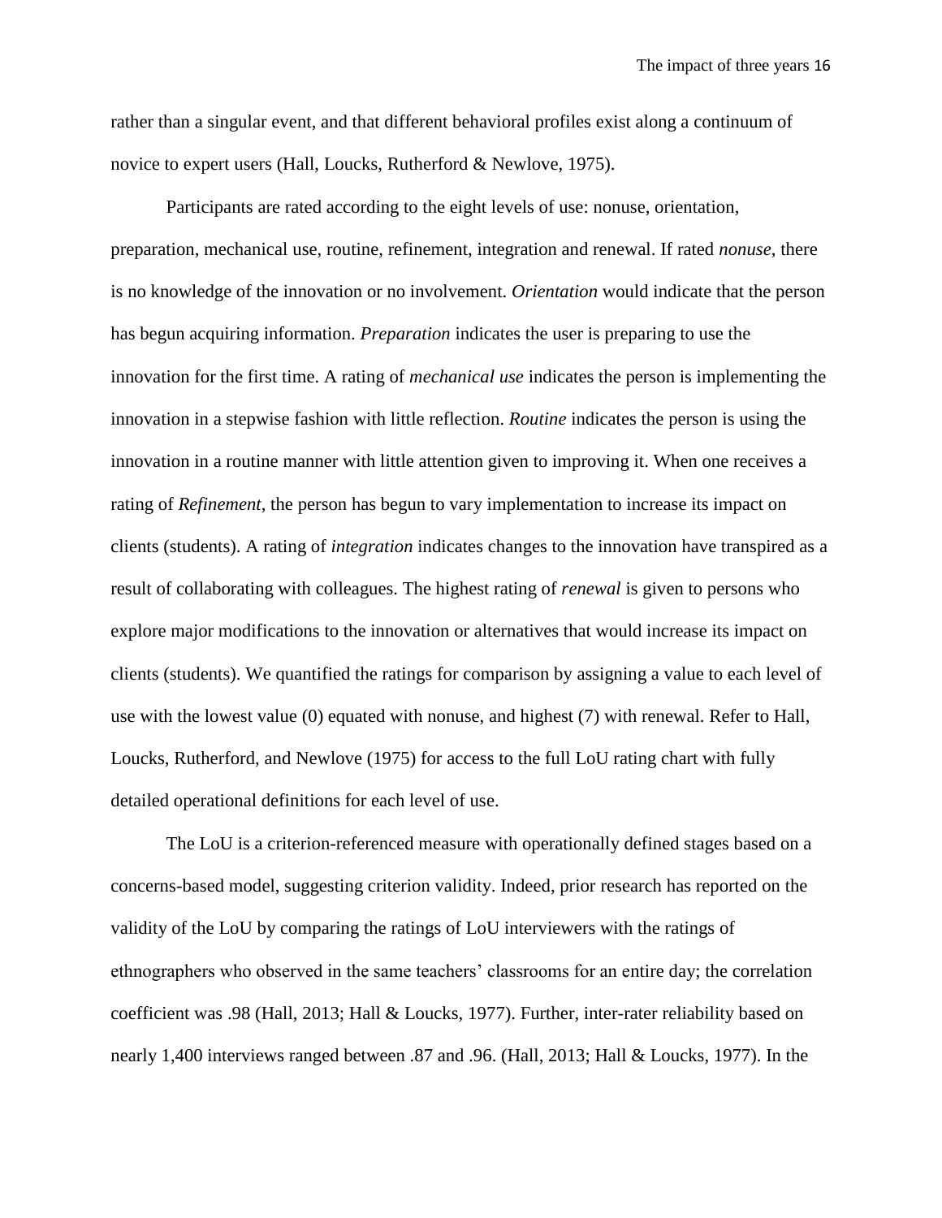rather than a singular event, and that different behavioral profiles exist along a continuum of novice to expert users (Hall, Loucks, Rutherford & Newlove, 1975).

Participants are rated according to the eight levels of use: nonuse, orientation, preparation, mechanical use, routine, refinement, integration and renewal. If rated *nonuse*, there is no knowledge of the innovation or no involvement. *Orientation* would indicate that the person has begun acquiring information. *Preparation* indicates the user is preparing to use the innovation for the first time. A rating of *mechanical use* indicates the person is implementing the innovation in a stepwise fashion with little reflection. *Routine* indicates the person is using the innovation in a routine manner with little attention given to improving it. When one receives a rating of *Refinement*, the person has begun to vary implementation to increase its impact on clients (students). A rating of *integration* indicates changes to the innovation have transpired as a result of collaborating with colleagues. The highest rating of *renewal* is given to persons who explore major modifications to the innovation or alternatives that would increase its impact on clients (students). We quantified the ratings for comparison by assigning a value to each level of use with the lowest value (0) equated with nonuse, and highest (7) with renewal. Refer to Hall, Loucks, Rutherford, and Newlove (1975) for access to the full LoU rating chart with fully detailed operational definitions for each level of use.

The LoU is a criterion-referenced measure with operationally defined stages based on a concerns-based model, suggesting criterion validity. Indeed, prior research has reported on the validity of the LoU by comparing the ratings of LoU interviewers with the ratings of ethnographers who observed in the same teachers' classrooms for an entire day; the correlation coefficient was .98 (Hall, 2013; Hall & Loucks, 1977). Further, inter-rater reliability based on nearly 1,400 interviews ranged between .87 and .96. (Hall, 2013; Hall & Loucks, 1977). In the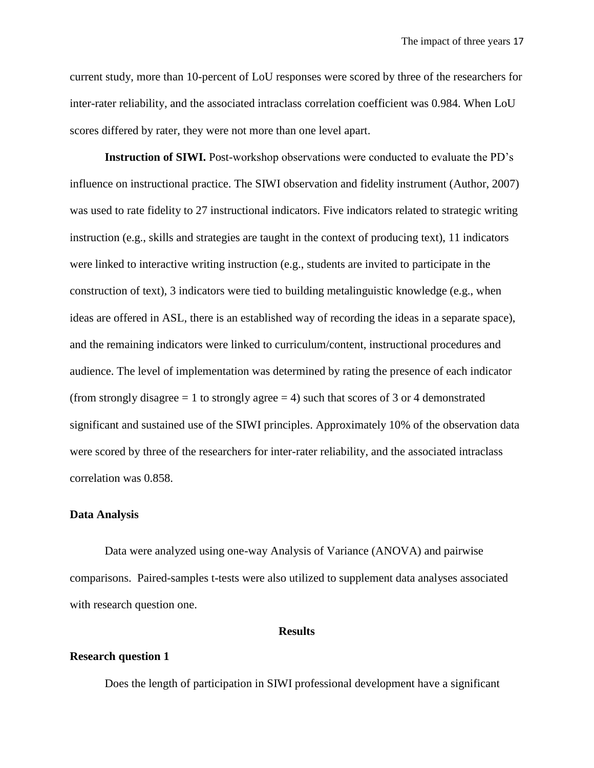current study, more than 10-percent of LoU responses were scored by three of the researchers for inter-rater reliability, and the associated intraclass correlation coefficient was 0.984. When LoU scores differed by rater, they were not more than one level apart.

**Instruction of SIWI.** Post-workshop observations were conducted to evaluate the PD's influence on instructional practice. The SIWI observation and fidelity instrument (Author, 2007) was used to rate fidelity to 27 instructional indicators. Five indicators related to strategic writing instruction (e.g., skills and strategies are taught in the context of producing text), 11 indicators were linked to interactive writing instruction (e.g., students are invited to participate in the construction of text), 3 indicators were tied to building metalinguistic knowledge (e.g., when ideas are offered in ASL, there is an established way of recording the ideas in a separate space), and the remaining indicators were linked to curriculum/content, instructional procedures and audience. The level of implementation was determined by rating the presence of each indicator (from strongly disagree = 1 to strongly agree = 4) such that scores of 3 or 4 demonstrated significant and sustained use of the SIWI principles. Approximately 10% of the observation data were scored by three of the researchers for inter-rater reliability, and the associated intraclass correlation was 0.858.

## Data Analysis

Data were analyzed using one-way Analysis of Variance (ANOVA) and pairwise comparisons. Paired-samples t-tests were also utilized to supplement data analyses associated with research question one.

# Results

## Research question 1

Does the length of participation in SIWI professional development have a significant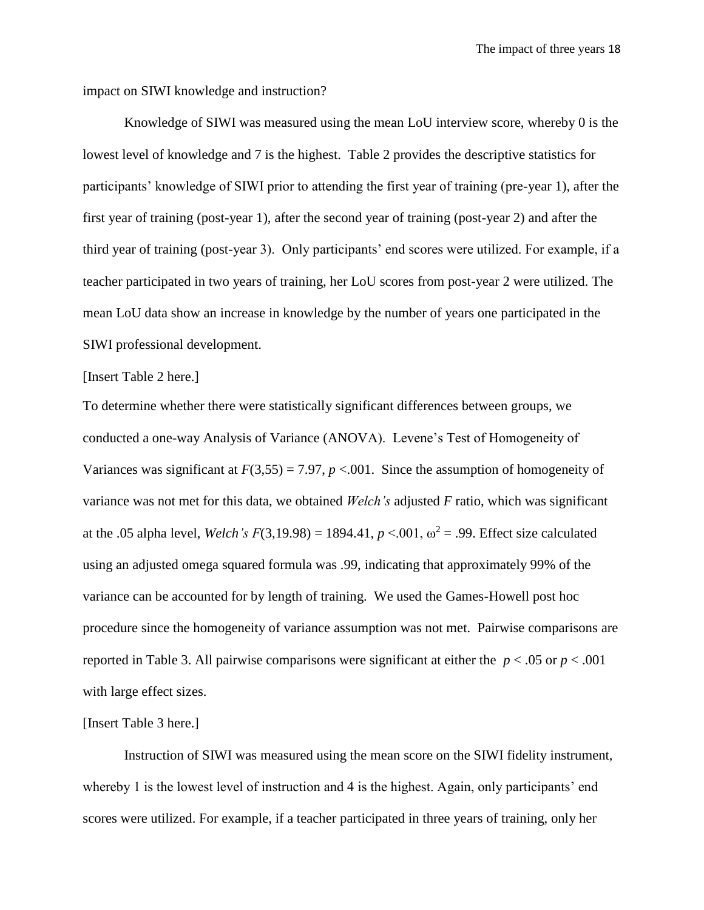impact on SIWI knowledge and instruction?

Knowledge of SIWI was measured using the mean LoU interview score, whereby 0 is the lowest level of knowledge and 7 is the highest. Table 2 provides the descriptive statistics for participants' knowledge of SIWI prior to attending the first year of training (pre-year 1), after the first year of training (post-year 1), after the second year of training (post-year 2) and after the third year of training (post-year 3). Only participants' end scores were utilized. For example, if a teacher participated in two years of training, her LoU scores from post-year 2 were utilized. The mean LoU data show an increase in knowledge by the number of years one participated in the SIWI professional development.

[Insert Table 2 here.]

To determine whether there were statistically significant differences between groups, we conducted a one-way Analysis of Variance (ANOVA). Levene's Test of Homogeneity of Variances was significant at $F(3,55) = 7.97$, $p < .001$. Since the assumption of homogeneity of variance was not met for this data, we obtained *Welch's* adjusted $F$ ratio, which was significant at the .05 alpha level, *Welch's* $F(3,19.98) = 1894.41$, $p < .001$, $\omega^2 = .99$. Effect size calculated using an adjusted omega squared formula was .99, indicating that approximately 99% of the variance can be accounted for by length of training. We used the Games-Howell post hoc procedure since the homogeneity of variance assumption was not met. Pairwise comparisons are reported in Table 3. All pairwise comparisons were significant at either the $p < .05$ or $p < .001$ with large effect sizes.

[Insert Table 3 here.]

Instruction of SIWI was measured using the mean score on the SIWI fidelity instrument, whereby 1 is the lowest level of instruction and 4 is the highest. Again, only participants' end scores were utilized. For example, if a teacher participated in three years of training, only her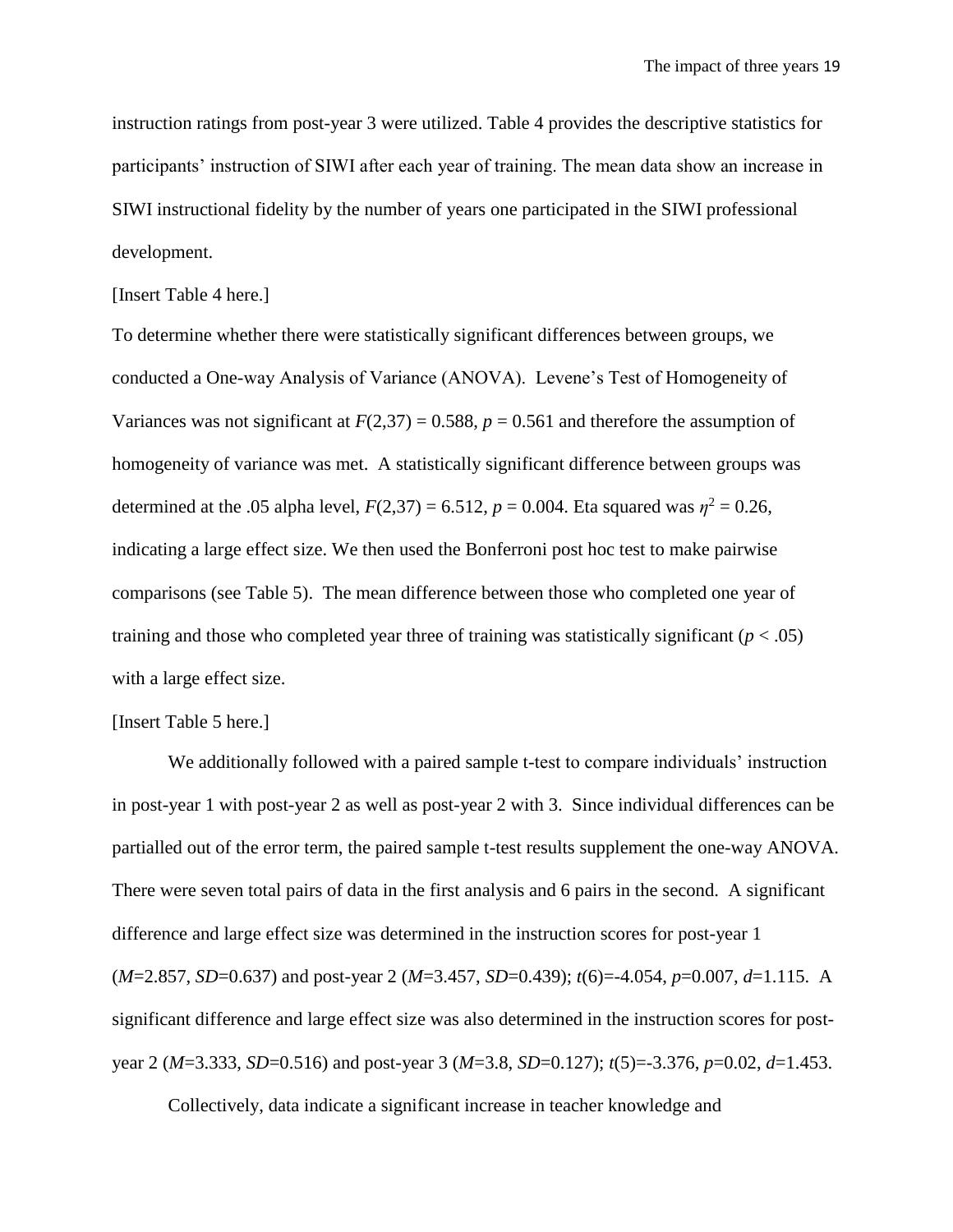instruction ratings from post-year 3 were utilized. Table 4 provides the descriptive statistics for participants' instruction of SIWI after each year of training. The mean data show an increase in SIWI instructional fidelity by the number of years one participated in the SIWI professional development.

[Insert Table 4 here.]

To determine whether there were statistically significant differences between groups, we conducted a One-way Analysis of Variance (ANOVA). Levene's Test of Homogeneity of Variances was not significant at $F(2,37) = 0.588$, $p = 0.561$ and therefore the assumption of homogeneity of variance was met. A statistically significant difference between groups was determined at the .05 alpha level, $F(2,37) = 6.512$, $p = 0.004$. Eta squared was $\eta^2 = 0.26$, indicating a large effect size. We then used the Bonferroni post hoc test to make pairwise comparisons (see Table 5). The mean difference between those who completed one year of training and those who completed year three of training was statistically significant ($p < .05$) with a large effect size.

[Insert Table 5 here.]

We additionally followed with a paired sample t-test to compare individuals' instruction in post-year 1 with post-year 2 as well as post-year 2 with 3. Since individual differences can be partialled out of the error term, the paired sample t-test results supplement the one-way ANOVA. There were seven total pairs of data in the first analysis and 6 pairs in the second. A significant difference and large effect size was determined in the instruction scores for post-year 1 ($M$=2.857, $SD$=0.637) and post-year 2 ($M$=3.457, $SD$=0.439); $t(6)$=-4.054, $p$=0.007, $d$=1.115. A significant difference and large effect size was also determined in the instruction scores for post-year 2 ($M$=3.333, $SD$=0.516) and post-year 3 ($M$=3.8, $SD$=0.127); $t(5)$=-3.376, $p$=0.02, $d$=1.453.

Collectively, data indicate a significant increase in teacher knowledge and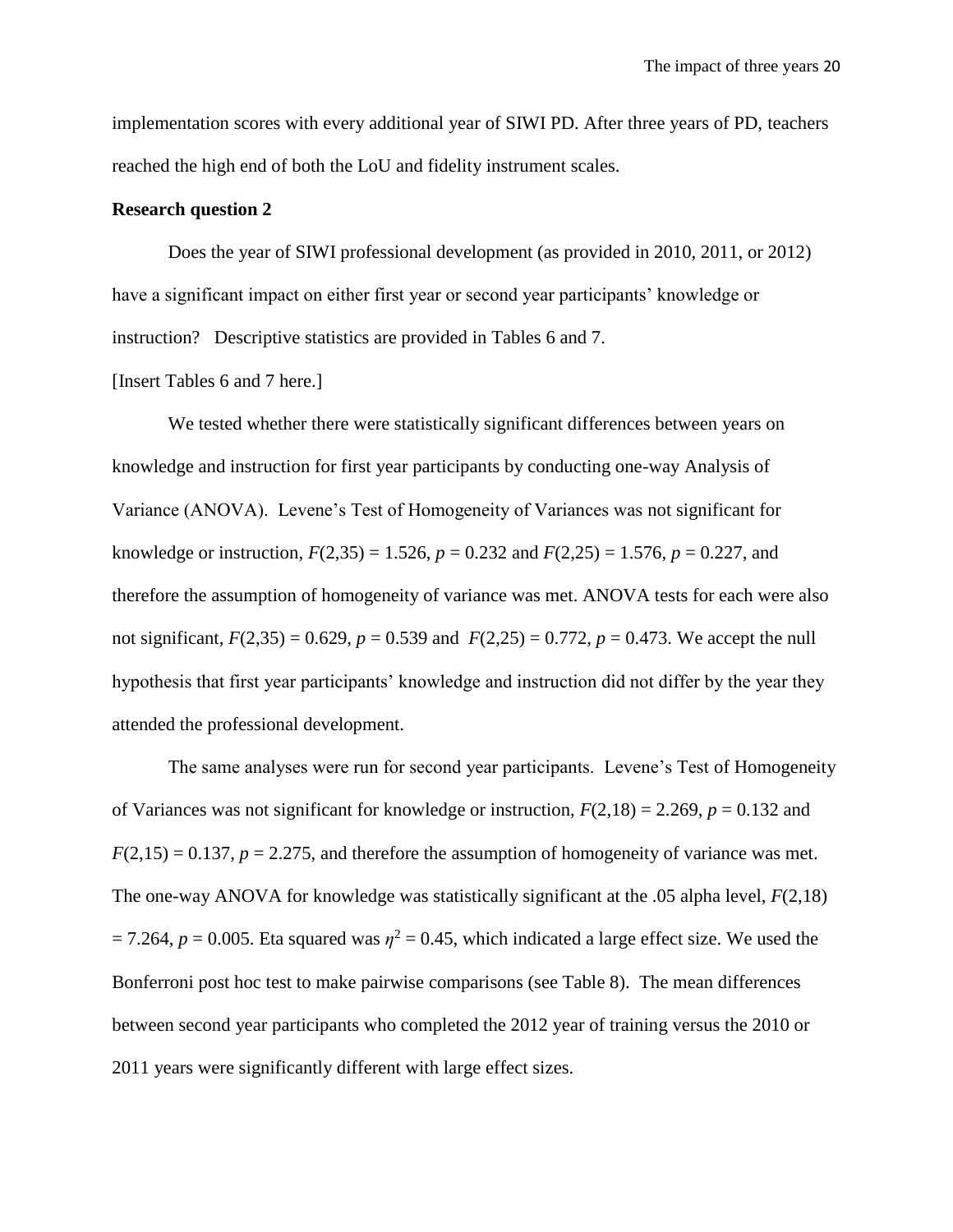implementation scores with every additional year of SIWI PD. After three years of PD, teachers reached the high end of both the LoU and fidelity instrument scales.

**Research question 2**

Does the year of SIWI professional development (as provided in 2010, 2011, or 2012) have a significant impact on either first year or second year participants' knowledge or instruction? Descriptive statistics are provided in Tables 6 and 7.

[Insert Tables 6 and 7 here.]

We tested whether there were statistically significant differences between years on knowledge and instruction for first year participants by conducting one-way Analysis of Variance (ANOVA). Levene's Test of Homogeneity of Variances was not significant for knowledge or instruction, $F(2,35) = 1.526$, $p = 0.232$ and $F(2,25) = 1.576$, $p = 0.227$, and therefore the assumption of homogeneity of variance was met. ANOVA tests for each were also not significant, $F(2,35) = 0.629$, $p = 0.539$ and $F(2,25) = 0.772$, $p = 0.473$. We accept the null hypothesis that first year participants' knowledge and instruction did not differ by the year they attended the professional development.

The same analyses were run for second year participants. Levene's Test of Homogeneity of Variances was not significant for knowledge or instruction, $F(2,18) = 2.269$, $p = 0.132$ and $F(2,15) = 0.137$, $p = 2.275$, and therefore the assumption of homogeneity of variance was met. The one-way ANOVA for knowledge was statistically significant at the .05 alpha level, $F(2,18) = 7.264$, $p = 0.005$. Eta squared was $\eta^2 = 0.45$, which indicated a large effect size. We used the Bonferroni post hoc test to make pairwise comparisons (see Table 8). The mean differences between second year participants who completed the 2012 year of training versus the 2010 or 2011 years were significantly different with large effect sizes.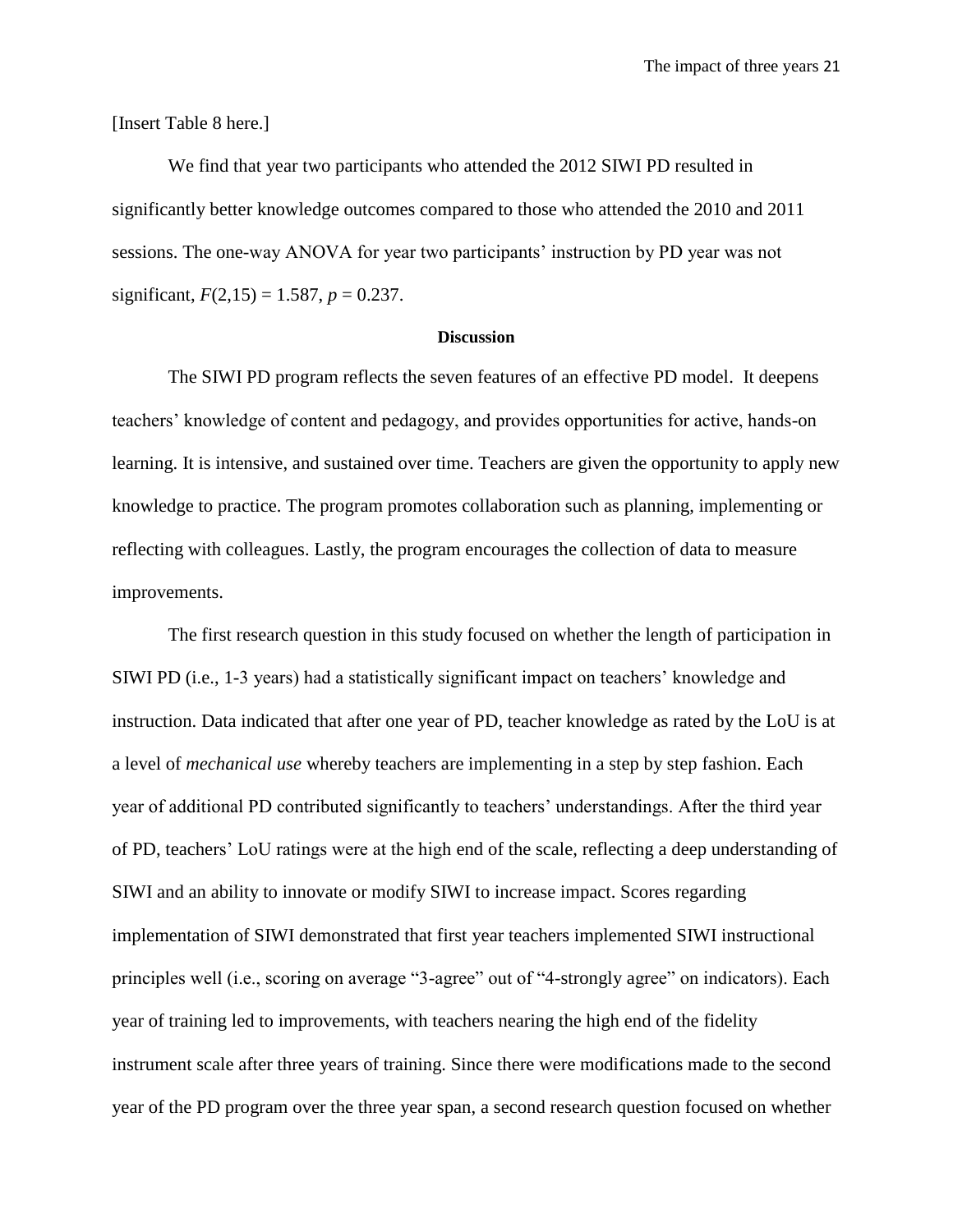[Insert Table 8 here.]

We find that year two participants who attended the 2012 SIWI PD resulted in significantly better knowledge outcomes compared to those who attended the 2010 and 2011 sessions. The one-way ANOVA for year two participants' instruction by PD year was not significant, $F(2,15) = 1.587$, $p = 0.237$.

## Discussion

The SIWI PD program reflects the seven features of an effective PD model. It deepens teachers' knowledge of content and pedagogy, and provides opportunities for active, hands-on learning. It is intensive, and sustained over time. Teachers are given the opportunity to apply new knowledge to practice. The program promotes collaboration such as planning, implementing or reflecting with colleagues. Lastly, the program encourages the collection of data to measure improvements.

The first research question in this study focused on whether the length of participation in SIWI PD (i.e., 1-3 years) had a statistically significant impact on teachers' knowledge and instruction. Data indicated that after one year of PD, teacher knowledge as rated by the LoU is at a level of *mechanical use* whereby teachers are implementing in a step by step fashion. Each year of additional PD contributed significantly to teachers' understandings. After the third year of PD, teachers' LoU ratings were at the high end of the scale, reflecting a deep understanding of SIWI and an ability to innovate or modify SIWI to increase impact. Scores regarding implementation of SIWI demonstrated that first year teachers implemented SIWI instructional principles well (i.e., scoring on average "3-agree" out of "4-strongly agree" on indicators). Each year of training led to improvements, with teachers nearing the high end of the fidelity instrument scale after three years of training. Since there were modifications made to the second year of the PD program over the three year span, a second research question focused on whether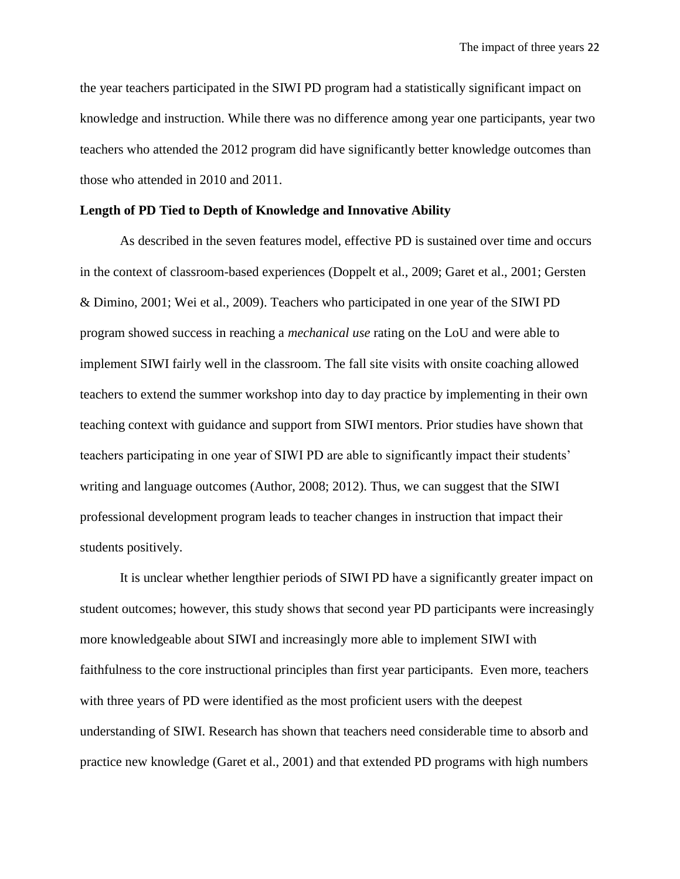the year teachers participated in the SIWI PD program had a statistically significant impact on knowledge and instruction. While there was no difference among year one participants, year two teachers who attended the 2012 program did have significantly better knowledge outcomes than those who attended in 2010 and 2011.

**Length of PD Tied to Depth of Knowledge and Innovative Ability**

As described in the seven features model, effective PD is sustained over time and occurs in the context of classroom-based experiences (Doppelt et al., 2009; Garet et al., 2001; Gersten & Dimino, 2001; Wei et al., 2009). Teachers who participated in one year of the SIWI PD program showed success in reaching a *mechanical use* rating on the LoU and were able to implement SIWI fairly well in the classroom. The fall site visits with onsite coaching allowed teachers to extend the summer workshop into day to day practice by implementing in their own teaching context with guidance and support from SIWI mentors. Prior studies have shown that teachers participating in one year of SIWI PD are able to significantly impact their students' writing and language outcomes (Author, 2008; 2012). Thus, we can suggest that the SIWI professional development program leads to teacher changes in instruction that impact their students positively.

It is unclear whether lengthier periods of SIWI PD have a significantly greater impact on student outcomes; however, this study shows that second year PD participants were increasingly more knowledgeable about SIWI and increasingly more able to implement SIWI with faithfulness to the core instructional principles than first year participants. Even more, teachers with three years of PD were identified as the most proficient users with the deepest understanding of SIWI. Research has shown that teachers need considerable time to absorb and practice new knowledge (Garet et al., 2001) and that extended PD programs with high numbers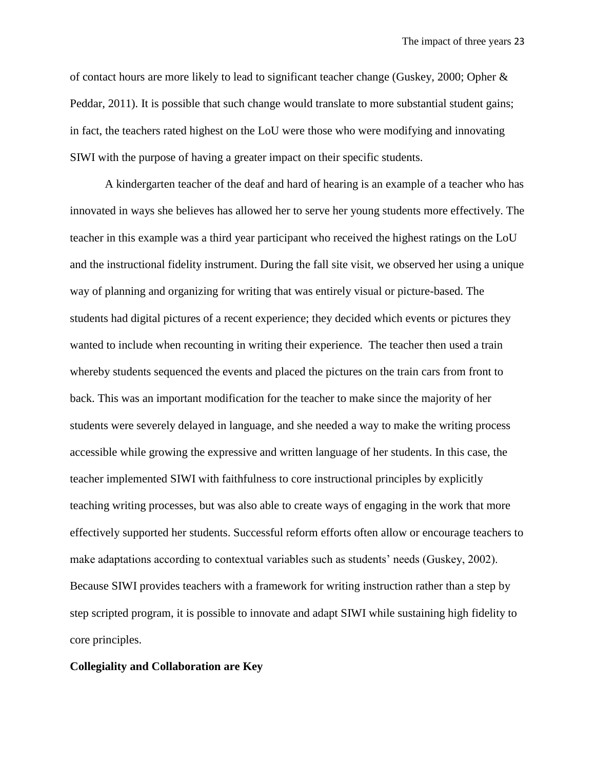of contact hours are more likely to lead to significant teacher change (Guskey, 2000; Opher & Peddar, 2011). It is possible that such change would translate to more substantial student gains; in fact, the teachers rated highest on the LoU were those who were modifying and innovating SIWI with the purpose of having a greater impact on their specific students.

A kindergarten teacher of the deaf and hard of hearing is an example of a teacher who has innovated in ways she believes has allowed her to serve her young students more effectively. The teacher in this example was a third year participant who received the highest ratings on the LoU and the instructional fidelity instrument. During the fall site visit, we observed her using a unique way of planning and organizing for writing that was entirely visual or picture-based. The students had digital pictures of a recent experience; they decided which events or pictures they wanted to include when recounting in writing their experience. The teacher then used a train whereby students sequenced the events and placed the pictures on the train cars from front to back. This was an important modification for the teacher to make since the majority of her students were severely delayed in language, and she needed a way to make the writing process accessible while growing the expressive and written language of her students. In this case, the teacher implemented SIWI with faithfulness to core instructional principles by explicitly teaching writing processes, but was also able to create ways of engaging in the work that more effectively supported her students. Successful reform efforts often allow or encourage teachers to make adaptations according to contextual variables such as students' needs (Guskey, 2002). Because SIWI provides teachers with a framework for writing instruction rather than a step by step scripted program, it is possible to innovate and adapt SIWI while sustaining high fidelity to core principles.

**Collegiality and Collaboration are Key**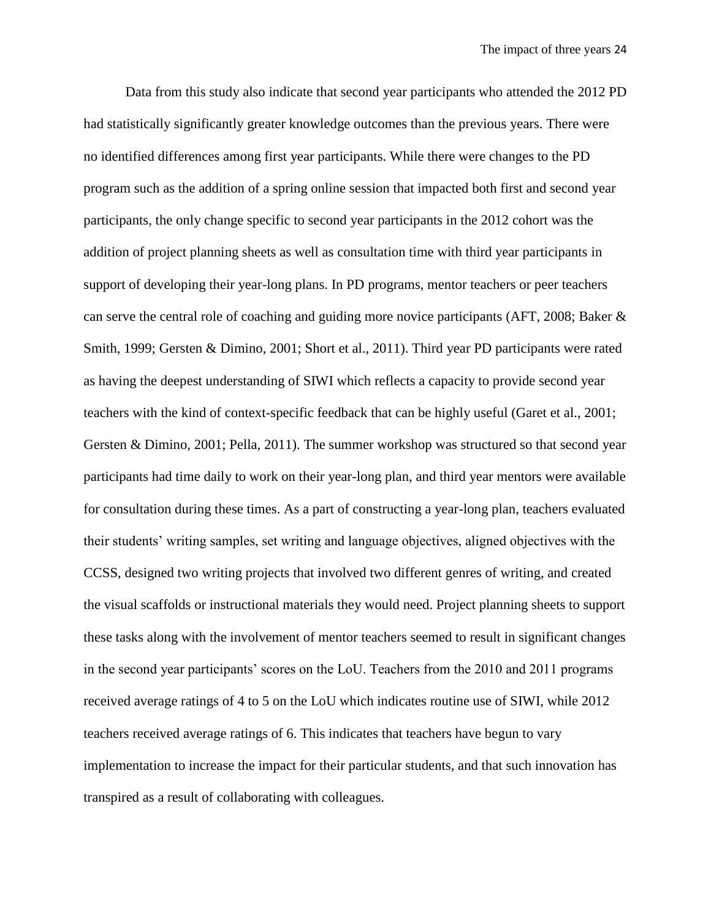Data from this study also indicate that second year participants who attended the 2012 PD had statistically significantly greater knowledge outcomes than the previous years. There were no identified differences among first year participants. While there were changes to the PD program such as the addition of a spring online session that impacted both first and second year participants, the only change specific to second year participants in the 2012 cohort was the addition of project planning sheets as well as consultation time with third year participants in support of developing their year-long plans. In PD programs, mentor teachers or peer teachers can serve the central role of coaching and guiding more novice participants (AFT, 2008; Baker & Smith, 1999; Gersten & Dimino, 2001; Short et al., 2011). Third year PD participants were rated as having the deepest understanding of SIWI which reflects a capacity to provide second year teachers with the kind of context-specific feedback that can be highly useful (Garet et al., 2001; Gersten & Dimino, 2001; Pella, 2011). The summer workshop was structured so that second year participants had time daily to work on their year-long plan, and third year mentors were available for consultation during these times. As a part of constructing a year-long plan, teachers evaluated their students' writing samples, set writing and language objectives, aligned objectives with the CCSS, designed two writing projects that involved two different genres of writing, and created the visual scaffolds or instructional materials they would need. Project planning sheets to support these tasks along with the involvement of mentor teachers seemed to result in significant changes in the second year participants' scores on the LoU. Teachers from the 2010 and 2011 programs received average ratings of 4 to 5 on the LoU which indicates routine use of SIWI, while 2012 teachers received average ratings of 6. This indicates that teachers have begun to vary implementation to increase the impact for their particular students, and that such innovation has transpired as a result of collaborating with colleagues.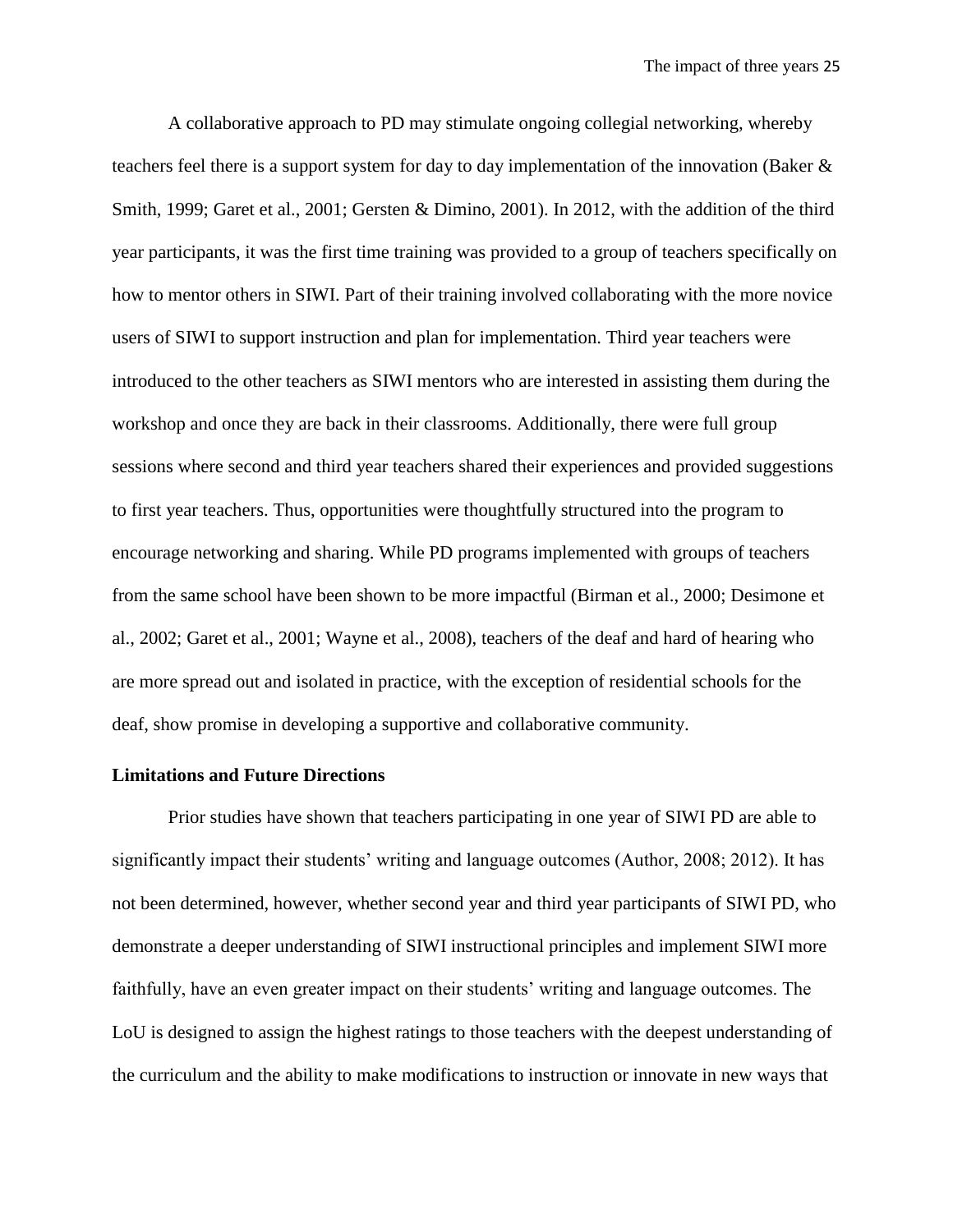A collaborative approach to PD may stimulate ongoing collegial networking, whereby teachers feel there is a support system for day to day implementation of the innovation (Baker & Smith, 1999; Garet et al., 2001; Gersten & Dimino, 2001). In 2012, with the addition of the third year participants, it was the first time training was provided to a group of teachers specifically on how to mentor others in SIWI. Part of their training involved collaborating with the more novice users of SIWI to support instruction and plan for implementation. Third year teachers were introduced to the other teachers as SIWI mentors who are interested in assisting them during the workshop and once they are back in their classrooms. Additionally, there were full group sessions where second and third year teachers shared their experiences and provided suggestions to first year teachers. Thus, opportunities were thoughtfully structured into the program to encourage networking and sharing. While PD programs implemented with groups of teachers from the same school have been shown to be more impactful (Birman et al., 2000; Desimone et al., 2002; Garet et al., 2001; Wayne et al., 2008), teachers of the deaf and hard of hearing who are more spread out and isolated in practice, with the exception of residential schools for the deaf, show promise in developing a supportive and collaborative community.

**Limitations and Future Directions**

Prior studies have shown that teachers participating in one year of SIWI PD are able to significantly impact their students' writing and language outcomes (Author, 2008; 2012). It has not been determined, however, whether second year and third year participants of SIWI PD, who demonstrate a deeper understanding of SIWI instructional principles and implement SIWI more faithfully, have an even greater impact on their students' writing and language outcomes. The LoU is designed to assign the highest ratings to those teachers with the deepest understanding of the curriculum and the ability to make modifications to instruction or innovate in new ways that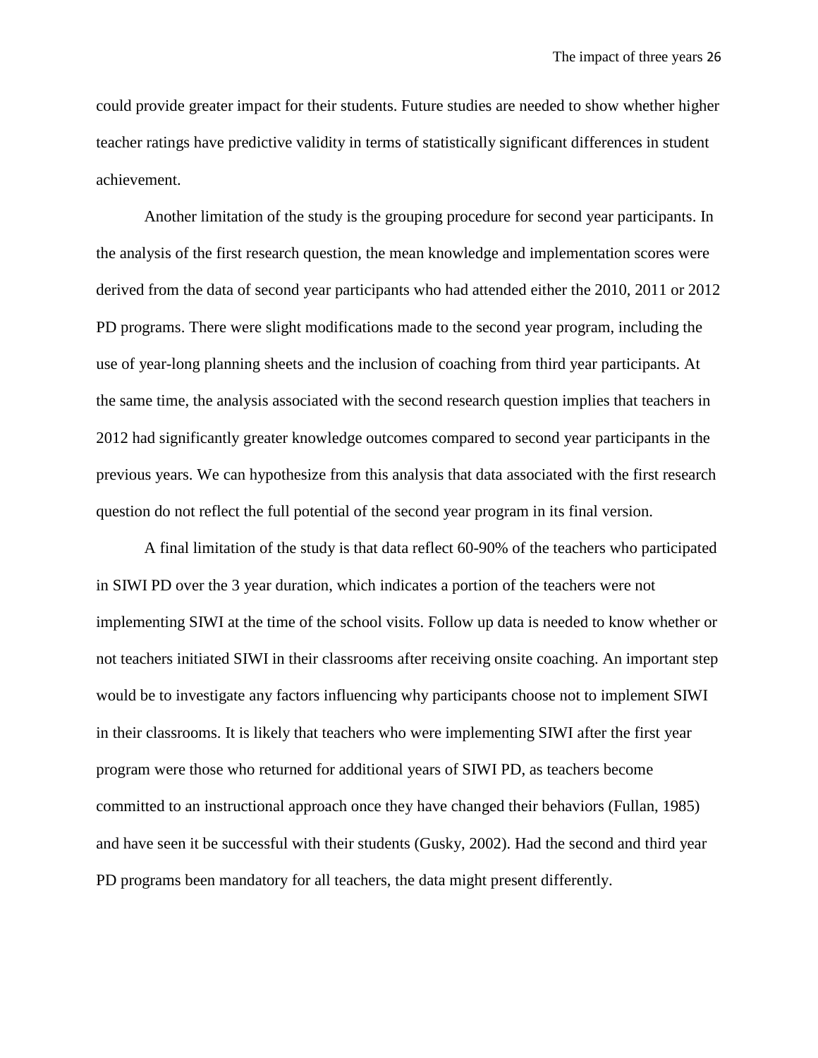could provide greater impact for their students. Future studies are needed to show whether higher teacher ratings have predictive validity in terms of statistically significant differences in student achievement.

Another limitation of the study is the grouping procedure for second year participants. In the analysis of the first research question, the mean knowledge and implementation scores were derived from the data of second year participants who had attended either the 2010, 2011 or 2012 PD programs. There were slight modifications made to the second year program, including the use of year-long planning sheets and the inclusion of coaching from third year participants. At the same time, the analysis associated with the second research question implies that teachers in 2012 had significantly greater knowledge outcomes compared to second year participants in the previous years. We can hypothesize from this analysis that data associated with the first research question do not reflect the full potential of the second year program in its final version.

A final limitation of the study is that data reflect 60-90% of the teachers who participated in SIWI PD over the 3 year duration, which indicates a portion of the teachers were not implementing SIWI at the time of the school visits. Follow up data is needed to know whether or not teachers initiated SIWI in their classrooms after receiving onsite coaching. An important step would be to investigate any factors influencing why participants choose not to implement SIWI in their classrooms. It is likely that teachers who were implementing SIWI after the first year program were those who returned for additional years of SIWI PD, as teachers become committed to an instructional approach once they have changed their behaviors (Fullan, 1985) and have seen it be successful with their students (Gusky, 2002). Had the second and third year PD programs been mandatory for all teachers, the data might present differently.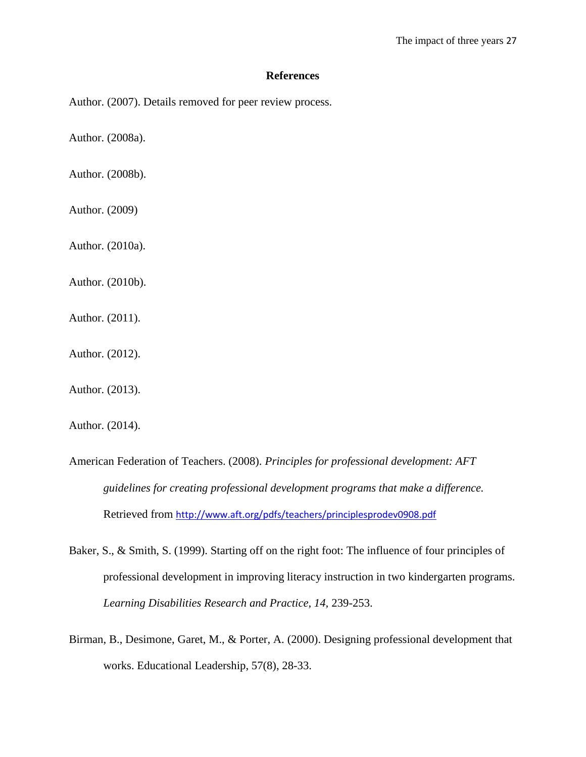## References

Author. (2007). Details removed for peer review process.

Author. (2008a).

Author. (2008b).

Author. (2009)

Author. (2010a).

Author. (2010b).

Author. (2011).

Author. (2012).

Author. (2013).

Author. (2014).

American Federation of Teachers. (2008). *Principles for professional development: AFT guidelines for creating professional development programs that make a difference.* Retrieved from http://www.aft.org/pdfs/teachers/principlesprodev0908.pdf

Baker, S., & Smith, S. (1999). Starting off on the right foot: The influence of four principles of professional development in improving literacy instruction in two kindergarten programs. *Learning Disabilities Research and Practice, 14*, 239-253.

Birman, B., Desimone, Garet, M., & Porter, A. (2000). Designing professional development that works. Educational Leadership, 57(8), 28-33.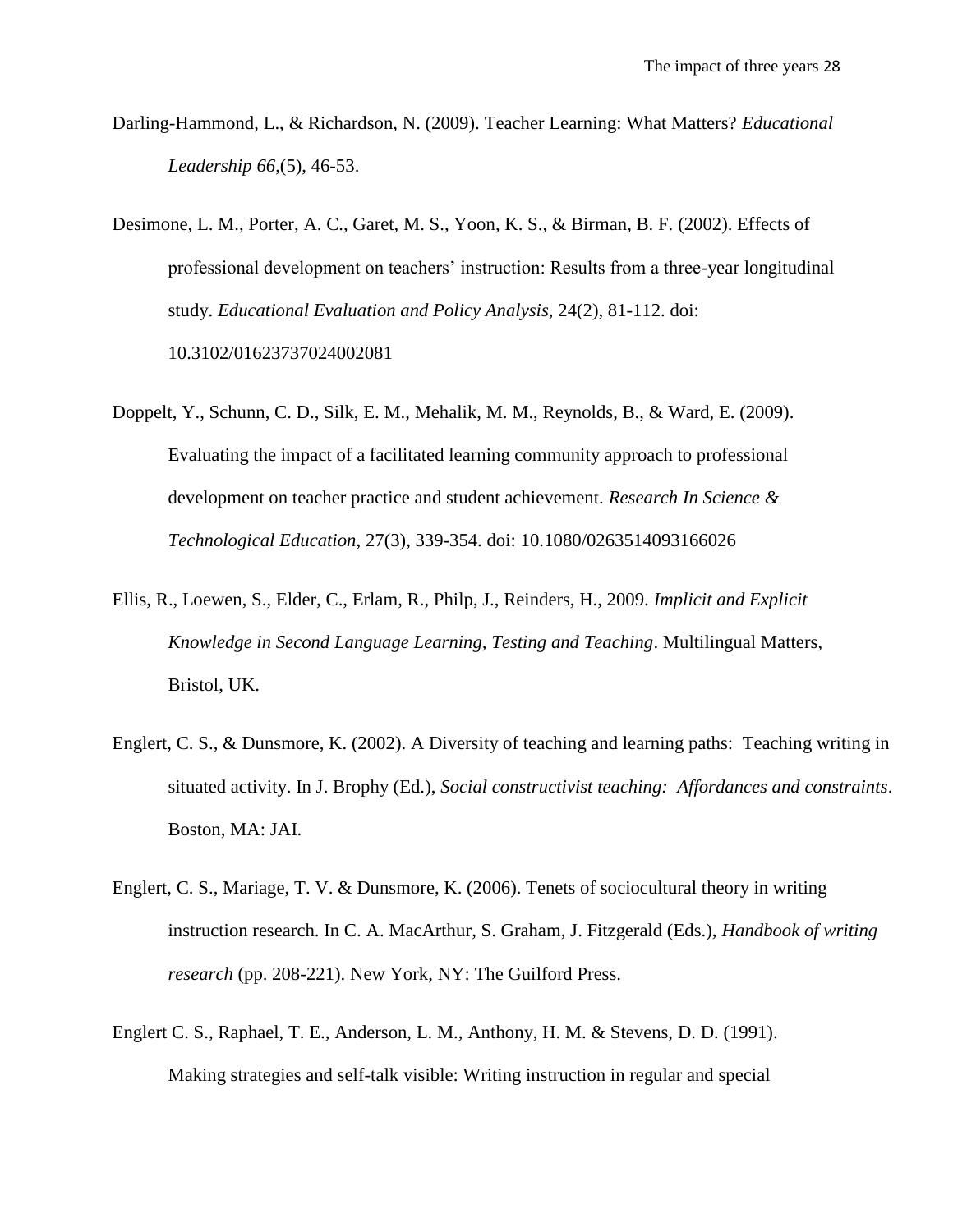Darling-Hammond, L., & Richardson, N. (2009). Teacher Learning: What Matters? *Educational Leadership 66*,(5), 46-53.

Desimone, L. M., Porter, A. C., Garet, M. S., Yoon, K. S., & Birman, B. F. (2002). Effects of professional development on teachers' instruction: Results from a three-year longitudinal study. *Educational Evaluation and Policy Analysis*, 24(2), 81-112. doi: 10.3102/01623737024002081

Doppelt, Y., Schunn, C. D., Silk, E. M., Mehalik, M. M., Reynolds, B., & Ward, E. (2009). Evaluating the impact of a facilitated learning community approach to professional development on teacher practice and student achievement. *Research In Science & Technological Education*, 27(3), 339-354. doi: 10.1080/0263514093166026

Ellis, R., Loewen, S., Elder, C., Erlam, R., Philp, J., Reinders, H., 2009. *Implicit and Explicit Knowledge in Second Language Learning, Testing and Teaching*. Multilingual Matters, Bristol, UK.

Englert, C. S., & Dunsmore, K. (2002). A Diversity of teaching and learning paths: Teaching writing in situated activity. In J. Brophy (Ed.), *Social constructivist teaching: Affordances and constraints*. Boston, MA: JAI.

Englert, C. S., Mariage, T. V. & Dunsmore, K. (2006). Tenets of sociocultural theory in writing instruction research. In C. A. MacArthur, S. Graham, J. Fitzgerald (Eds.), *Handbook of writing research* (pp. 208-221). New York, NY: The Guilford Press.

Englert C. S., Raphael, T. E., Anderson, L. M., Anthony, H. M. & Stevens, D. D. (1991). Making strategies and self-talk visible: Writing instruction in regular and special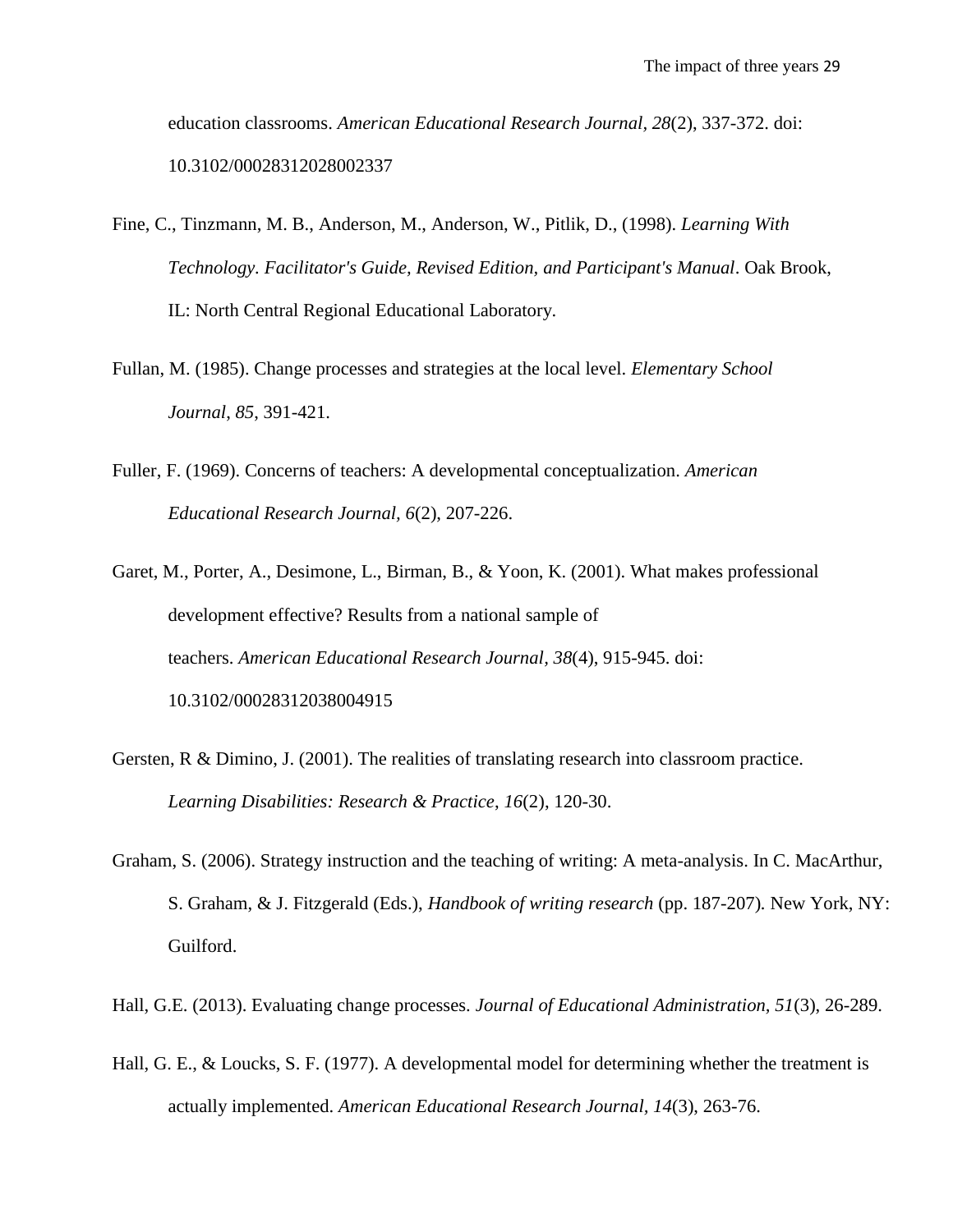education classrooms. *American Educational Research Journal*, *28*(2), 337-372. doi: 10.3102/00028312028002337

Fine, C., Tinzmann, M. B., Anderson, M., Anderson, W., Pitlik, D., (1998). *Learning With Technology. Facilitator's Guide, Revised Edition, and Participant's Manual*. Oak Brook, IL: North Central Regional Educational Laboratory.

Fullan, M. (1985). Change processes and strategies at the local level. *Elementary School Journal*, *85*, 391-421.

Fuller, F. (1969). Concerns of teachers: A developmental conceptualization. *American Educational Research Journal, 6*(2), 207-226.

Garet, M., Porter, A., Desimone, L., Birman, B., & Yoon, K. (2001). What makes professional development effective? Results from a national sample of teachers. *American Educational Research Journal, 38*(4), 915-945. doi: 10.3102/00028312038004915

Gersten, R & Dimino, J. (2001). The realities of translating research into classroom practice. *Learning Disabilities: Research & Practice*, *16*(2), 120-30.

Graham, S. (2006). Strategy instruction and the teaching of writing: A meta-analysis. In C. MacArthur, S. Graham, & J. Fitzgerald (Eds.), *Handbook of writing research* (pp. 187-207). New York, NY: Guilford.

Hall, G.E. (2013). Evaluating change processes. *Journal of Educational Administration*, *51*(3), 26-289.

Hall, G. E., & Loucks, S. F. (1977). A developmental model for determining whether the treatment is actually implemented. *American Educational Research Journal*, *14*(3), 263-76.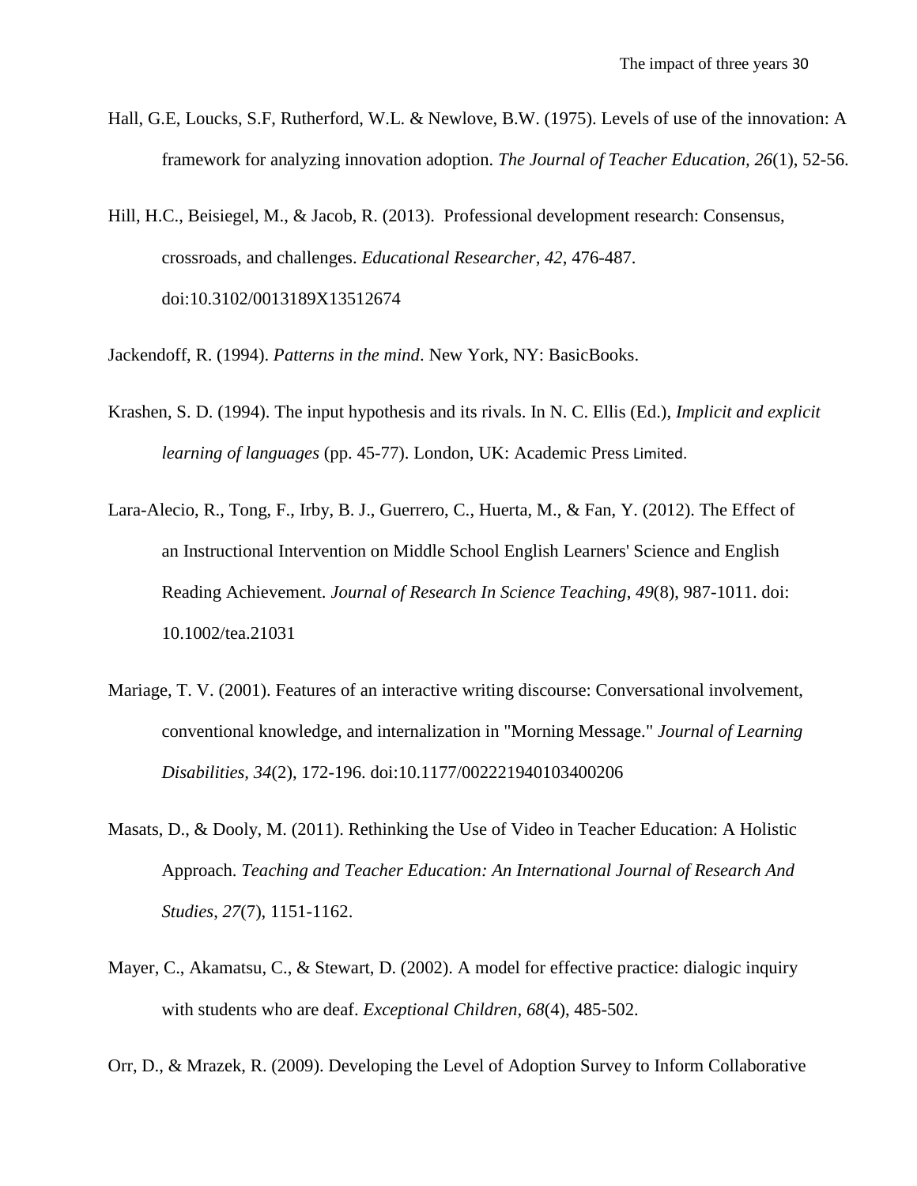Hall, G.E, Loucks, S.F, Rutherford, W.L. & Newlove, B.W. (1975). Levels of use of the innovation: A framework for analyzing innovation adoption. *The Journal of Teacher Education, 26*(1), 52-56.

Hill, H.C., Beisiegel, M., & Jacob, R. (2013). Professional development research: Consensus, crossroads, and challenges. *Educational Researcher, 42*, 476-487. doi:10.3102/0013189X13512674

Jackendoff, R. (1994). *Patterns in the mind*. New York, NY: BasicBooks.

Krashen, S. D. (1994). The input hypothesis and its rivals. In N. C. Ellis (Ed.), *Implicit and explicit learning of languages* (pp. 45-77). London, UK: Academic Press Limited.

Lara-Alecio, R., Tong, F., Irby, B. J., Guerrero, C., Huerta, M., & Fan, Y. (2012). The Effect of an Instructional Intervention on Middle School English Learners' Science and English Reading Achievement. *Journal of Research In Science Teaching, 49*(8), 987-1011. doi: 10.1002/tea.21031

Mariage, T. V. (2001). Features of an interactive writing discourse: Conversational involvement, conventional knowledge, and internalization in "Morning Message." *Journal of Learning Disabilities, 34*(2), 172-196. doi:10.1177/002221940103400206

Masats, D., & Dooly, M. (2011). Rethinking the Use of Video in Teacher Education: A Holistic Approach. *Teaching and Teacher Education: An International Journal of Research And Studies*, *27*(7), 1151-1162.

Mayer, C., Akamatsu, C., & Stewart, D. (2002). A model for effective practice: dialogic inquiry with students who are deaf. *Exceptional Children, 68*(4), 485-502.

Orr, D., & Mrazek, R. (2009). Developing the Level of Adoption Survey to Inform Collaborative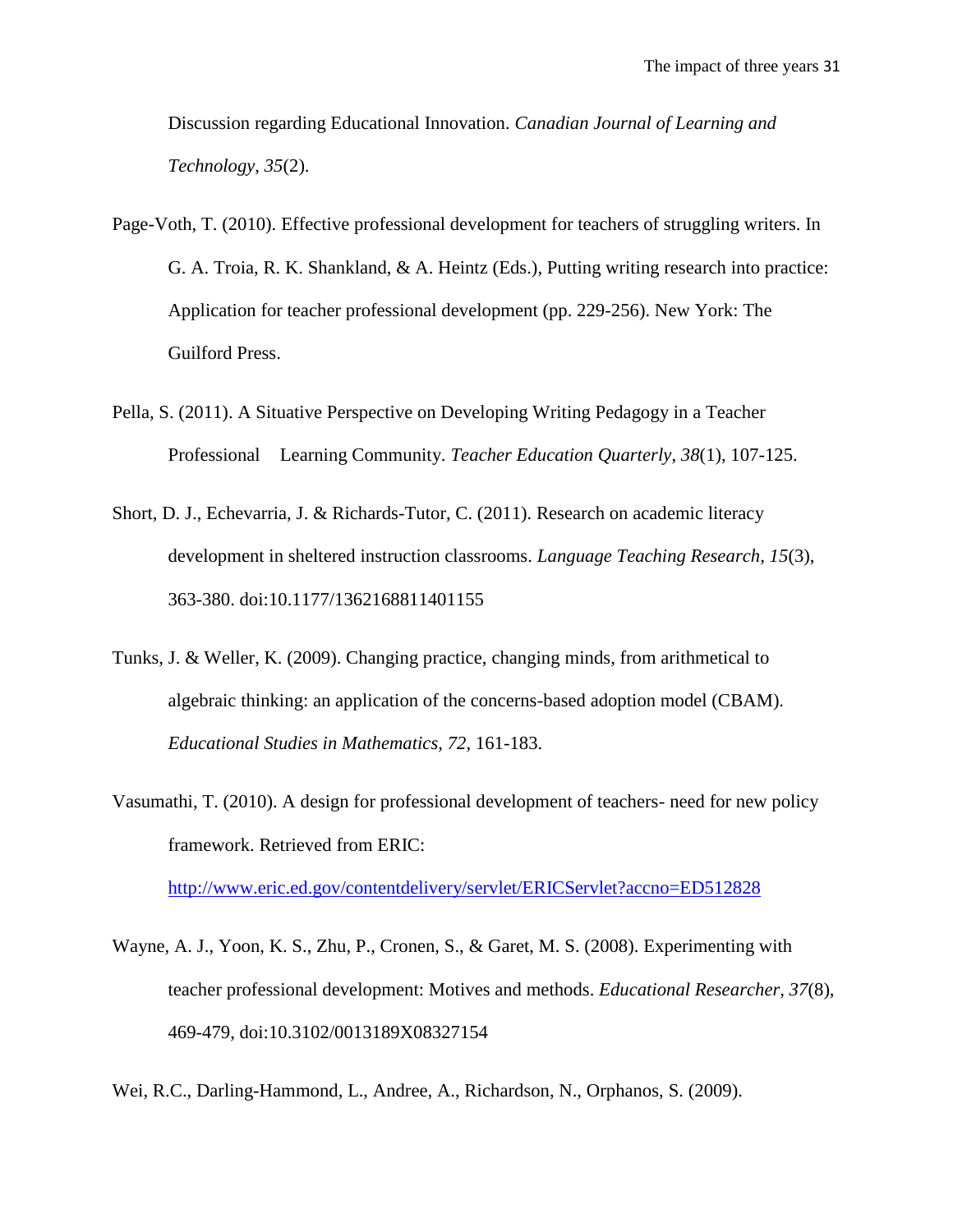Discussion regarding Educational Innovation. *Canadian Journal of Learning and Technology*, *35*(2).

Page-Voth, T. (2010). Effective professional development for teachers of struggling writers. In G. A. Troia, R. K. Shankland, & A. Heintz (Eds.), Putting writing research into practice: Application for teacher professional development (pp. 229-256). New York: The Guilford Press.

Pella, S. (2011). A Situative Perspective on Developing Writing Pedagogy in a Teacher Professional Learning Community. *Teacher Education Quarterly*, *38*(1), 107-125.

Short, D. J., Echevarria, J. & Richards-Tutor, C. (2011). Research on academic literacy development in sheltered instruction classrooms. *Language Teaching Research*, *15*(3), 363-380. doi:10.1177/1362168811401155

Tunks, J. & Weller, K. (2009). Changing practice, changing minds, from arithmetical to algebraic thinking: an application of the concerns-based adoption model (CBAM). *Educational Studies in Mathematics, 72*, 161-183.

Vasumathi, T. (2010). A design for professional development of teachers- need for new policy framework. Retrieved from ERIC: http://www.eric.ed.gov/contentdelivery/servlet/ERICServlet?accno=ED512828

Wayne, A. J., Yoon, K. S., Zhu, P., Cronen, S., & Garet, M. S. (2008). Experimenting with teacher professional development: Motives and methods. *Educational Researcher*, *37*(8), 469-479, doi:10.3102/0013189X08327154

Wei, R.C., Darling-Hammond, L., Andree, A., Richardson, N., Orphanos, S. (2009).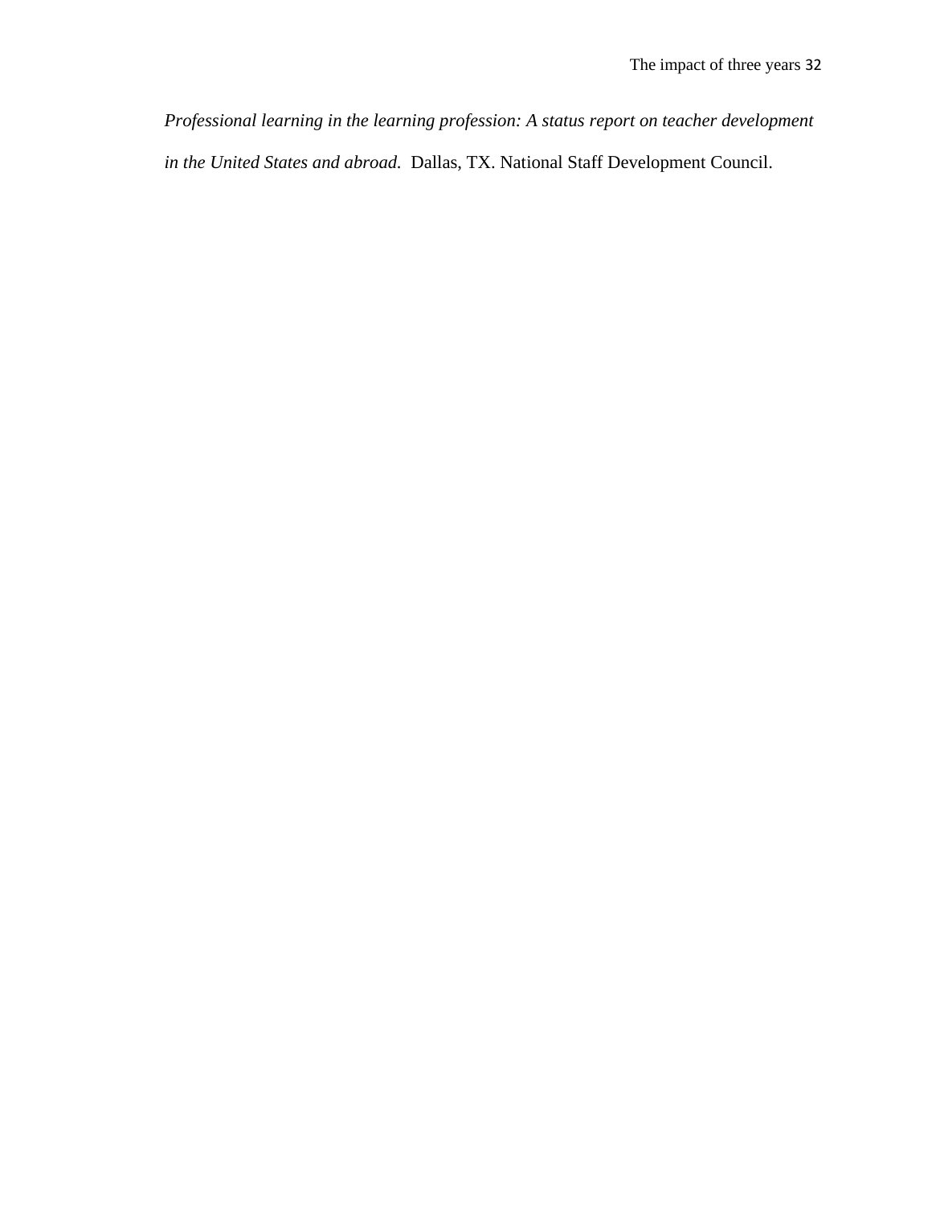*Professional learning in the learning profession: A status report on teacher development in the United States and abroad.* Dallas, TX. National Staff Development Council.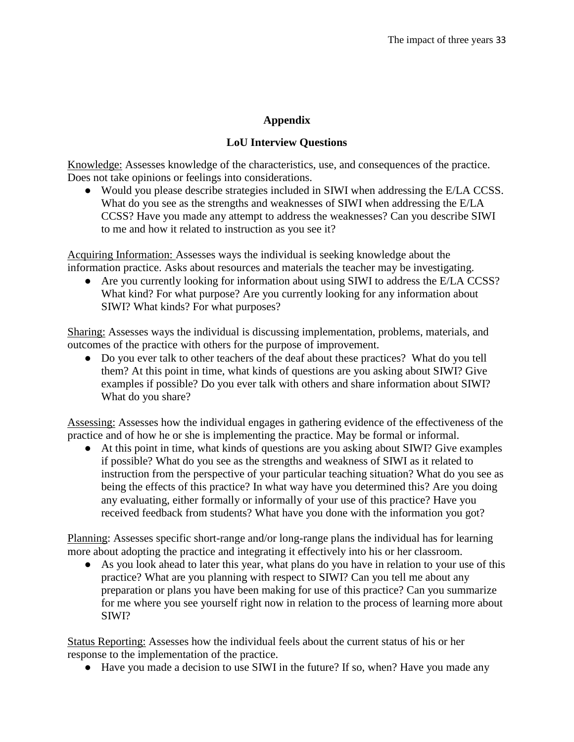# Appendix

## LoU Interview Questions

Knowledge: Assesses knowledge of the characteristics, use, and consequences of the practice. Does not take opinions or feelings into considerations.

- Would you please describe strategies included in SIWI when addressing the E/LA CCSS. What do you see as the strengths and weaknesses of SIWI when addressing the E/LA CCSS? Have you made any attempt to address the weaknesses? Can you describe SIWI to me and how it related to instruction as you see it?

Acquiring Information: Assesses ways the individual is seeking knowledge about the information practice. Asks about resources and materials the teacher may be investigating.

- Are you currently looking for information about using SIWI to address the E/LA CCSS? What kind? For what purpose? Are you currently looking for any information about SIWI? What kinds? For what purposes?

Sharing: Assesses ways the individual is discussing implementation, problems, materials, and outcomes of the practice with others for the purpose of improvement.

- Do you ever talk to other teachers of the deaf about these practices? What do you tell them? At this point in time, what kinds of questions are you asking about SIWI? Give examples if possible? Do you ever talk with others and share information about SIWI? What do you share?

Assessing: Assesses how the individual engages in gathering evidence of the effectiveness of the practice and of how he or she is implementing the practice. May be formal or informal.

- At this point in time, what kinds of questions are you asking about SIWI? Give examples if possible? What do you see as the strengths and weakness of SIWI as it related to instruction from the perspective of your particular teaching situation? What do you see as being the effects of this practice? In what way have you determined this? Are you doing any evaluating, either formally or informally of your use of this practice? Have you received feedback from students? What have you done with the information you got?

Planning: Assesses specific short-range and/or long-range plans the individual has for learning more about adopting the practice and integrating it effectively into his or her classroom.

- As you look ahead to later this year, what plans do you have in relation to your use of this practice? What are you planning with respect to SIWI? Can you tell me about any preparation or plans you have been making for use of this practice? Can you summarize for me where you see yourself right now in relation to the process of learning more about SIWI?

Status Reporting: Assesses how the individual feels about the current status of his or her response to the implementation of the practice.

- Have you made a decision to use SIWI in the future? If so, when? Have you made any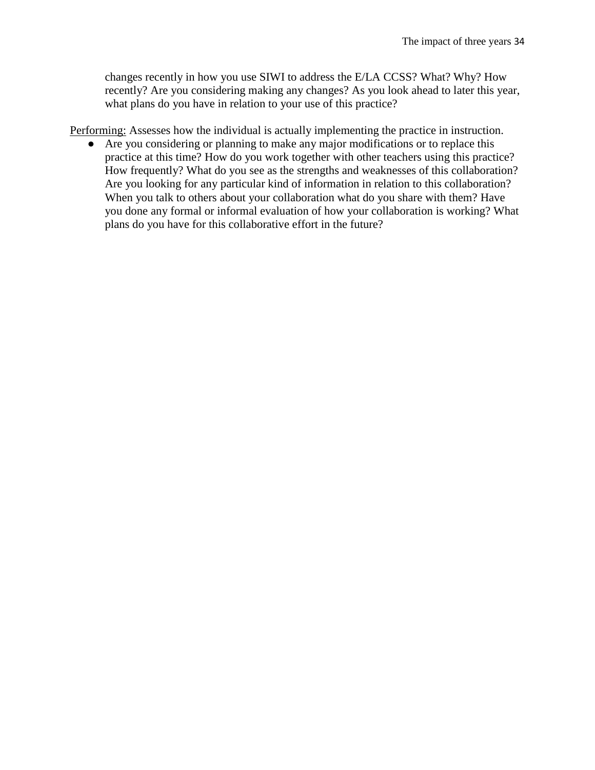changes recently in how you use SIWI to address the E/LA CCSS? What? Why? How recently? Are you considering making any changes? As you look ahead to later this year, what plans do you have in relation to your use of this practice?

<u>Performing:</u> Assesses how the individual is actually implementing the practice in instruction.

- Are you considering or planning to make any major modifications or to replace this practice at this time? How do you work together with other teachers using this practice? How frequently? What do you see as the strengths and weaknesses of this collaboration? Are you looking for any particular kind of information in relation to this collaboration? When you talk to others about your collaboration what do you share with them? Have you done any formal or informal evaluation of how your collaboration is working? What plans do you have for this collaborative effort in the future?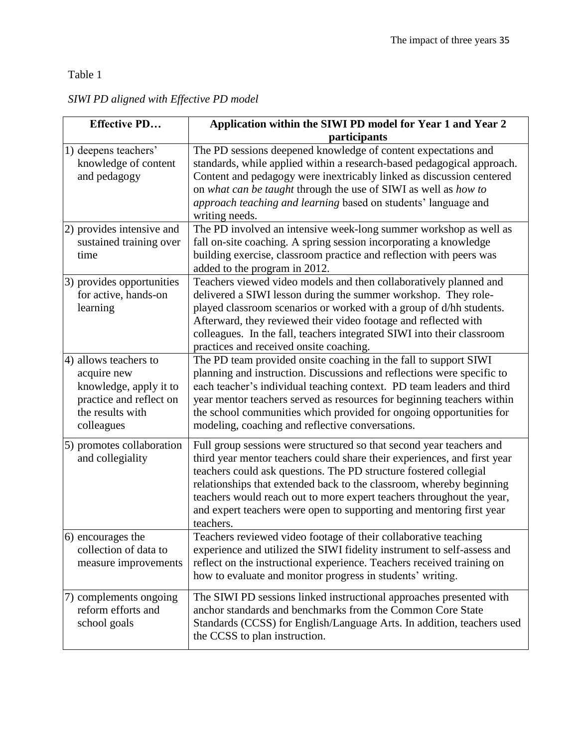Table 1

*SIWI PD aligned with Effective PD model*

| Effective PD… | Application within the SIWI PD model for Year 1 and Year 2 participants |
|---|---|
| 1) deepens teachers' knowledge of content and pedagogy | The PD sessions deepened knowledge of content expectations and standards, while applied within a research-based pedagogical approach. Content and pedagogy were inextricably linked as discussion centered on *what can be taught* through the use of SIWI as well as *how to approach teaching and learning* based on students' language and writing needs. |
| 2) provides intensive and sustained training over time | The PD involved an intensive week-long summer workshop as well as fall on-site coaching. A spring session incorporating a knowledge building exercise, classroom practice and reflection with peers was added to the program in 2012. |
| 3) provides opportunities for active, hands-on learning | Teachers viewed video models and then collaboratively planned and delivered a SIWI lesson during the summer workshop. They role-played classroom scenarios or worked with a group of d/hh students. Afterward, they reviewed their video footage and reflected with colleagues. In the fall, teachers integrated SIWI into their classroom practices and received onsite coaching. |
| 4) allows teachers to acquire new knowledge, apply it to practice and reflect on the results with colleagues | The PD team provided onsite coaching in the fall to support SIWI planning and instruction. Discussions and reflections were specific to each teacher's individual teaching context. PD team leaders and third year mentor teachers served as resources for beginning teachers within the school communities which provided for ongoing opportunities for modeling, coaching and reflective conversations. |
| 5) promotes collaboration and collegiality | Full group sessions were structured so that second year teachers and third year mentor teachers could share their experiences, and first year teachers could ask questions. The PD structure fostered collegial relationships that extended back to the classroom, whereby beginning teachers would reach out to more expert teachers throughout the year, and expert teachers were open to supporting and mentoring first year teachers. |
| 6) encourages the collection of data to measure improvements | Teachers reviewed video footage of their collaborative teaching experience and utilized the SIWI fidelity instrument to self-assess and reflect on the instructional experience. Teachers received training on how to evaluate and monitor progress in students' writing. |
| 7) complements ongoing reform efforts and school goals | The SIWI PD sessions linked instructional approaches presented with anchor standards and benchmarks from the Common Core State Standards (CCSS) for English/Language Arts. In addition, teachers used the CCSS to plan instruction. |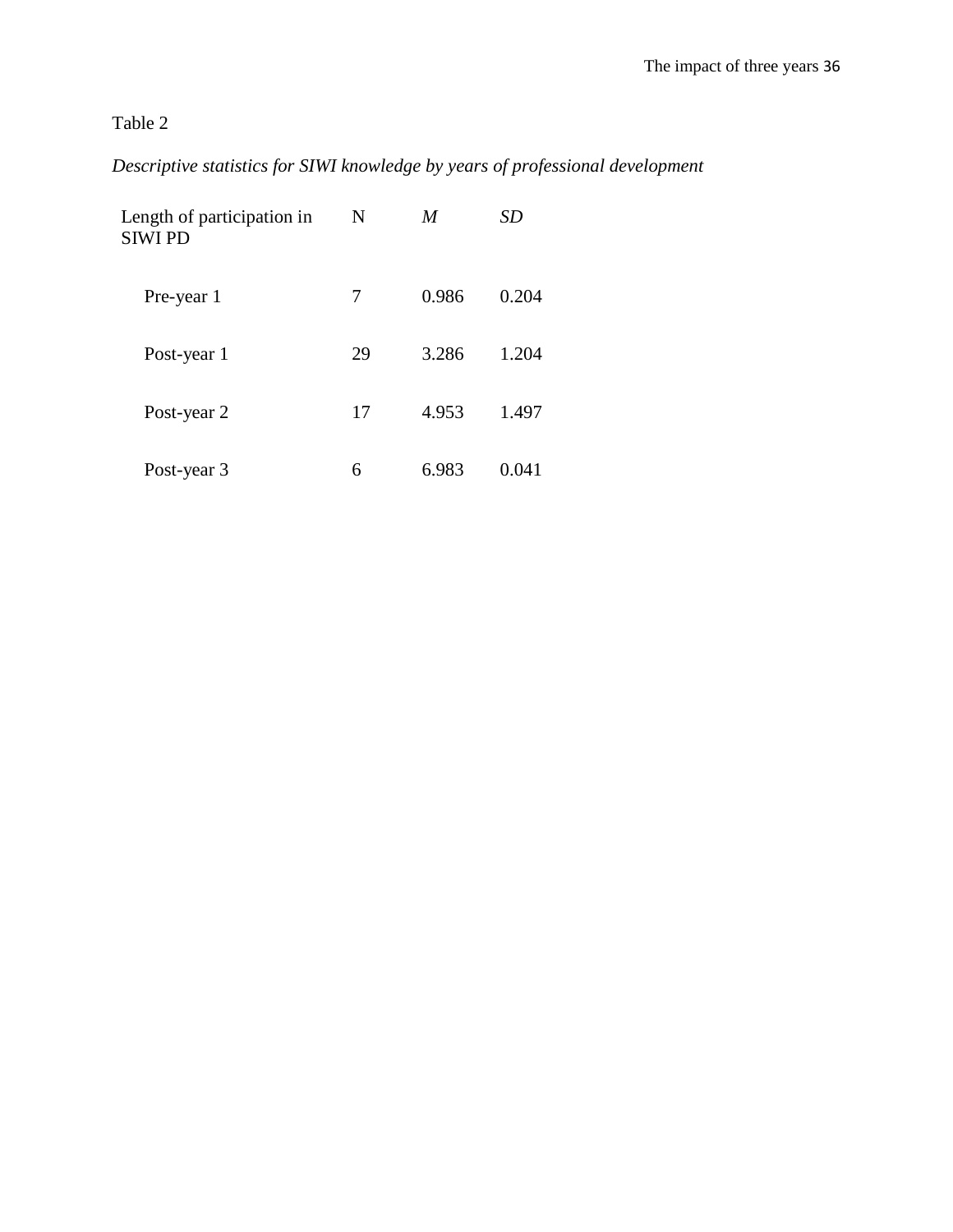Table 2

*Descriptive statistics for SIWI knowledge by years of professional development*

| Length of participation in SIWI PD | N | *M* | *SD* |
|---|---|---|---|
| Pre-year 1 | 7 | 0.986 | 0.204 |
| Post-year 1 | 29 | 3.286 | 1.204 |
| Post-year 2 | 17 | 4.953 | 1.497 |
| Post-year 3 | 6 | 6.983 | 0.041 |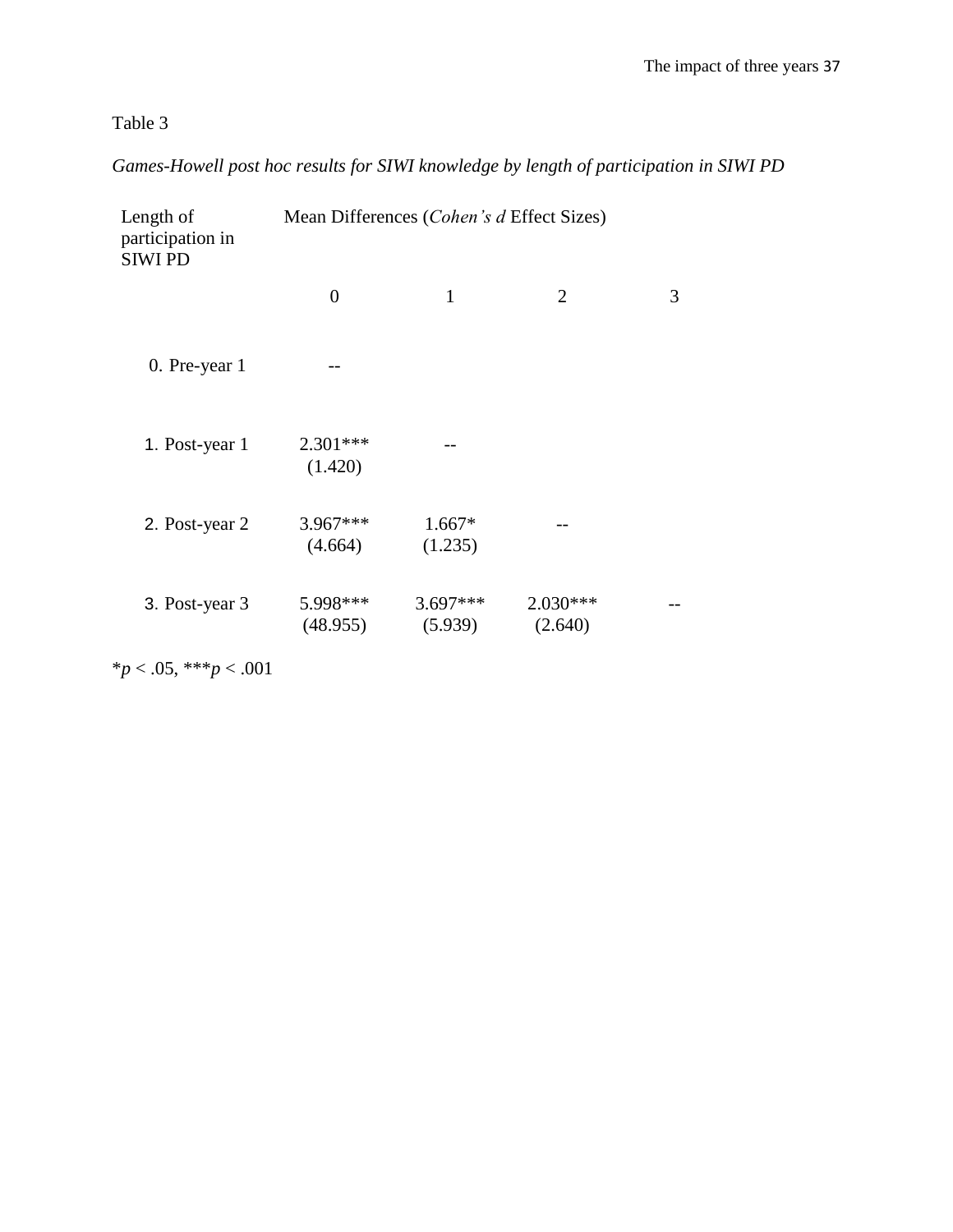Table 3

*Games-Howell post hoc results for SIWI knowledge by length of participation in SIWI PD*

| Length of participation in SIWI PD | Mean Differences (*Cohen's d* Effect Sizes) | | | |
|---|---|---|---|---|
| | 0 | 1 | 2 | 3 |
| 0. Pre-year 1 | -- | | | |
| 1. Post-year 1 | 2.301*** (1.420) | -- | | |
| 2. Post-year 2 | 3.967*** (4.664) | 1.667* (1.235) | -- | |
| 3. Post-year 3 | 5.998*** (48.955) | 3.697*** (5.939) | 2.030*** (2.640) | -- |

**p* < .05, ****p* < .001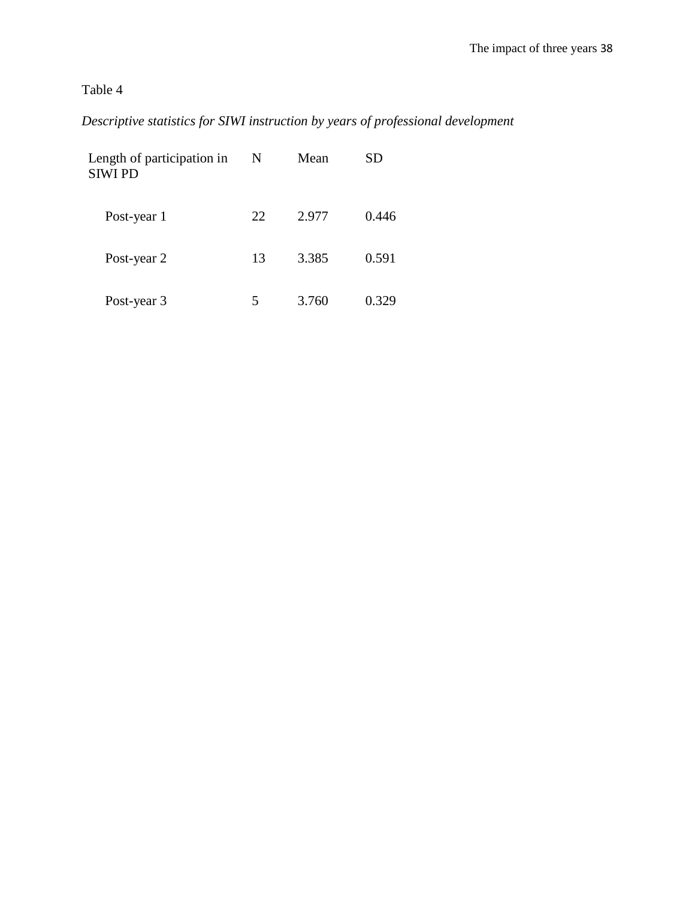Table 4

*Descriptive statistics for SIWI instruction by years of professional development*

| Length of participation in SIWI PD | N | Mean | SD |
|---|---|---|---|
| Post-year 1 | 22 | 2.977 | 0.446 |
| Post-year 2 | 13 | 3.385 | 0.591 |
| Post-year 3 | 5 | 3.760 | 0.329 |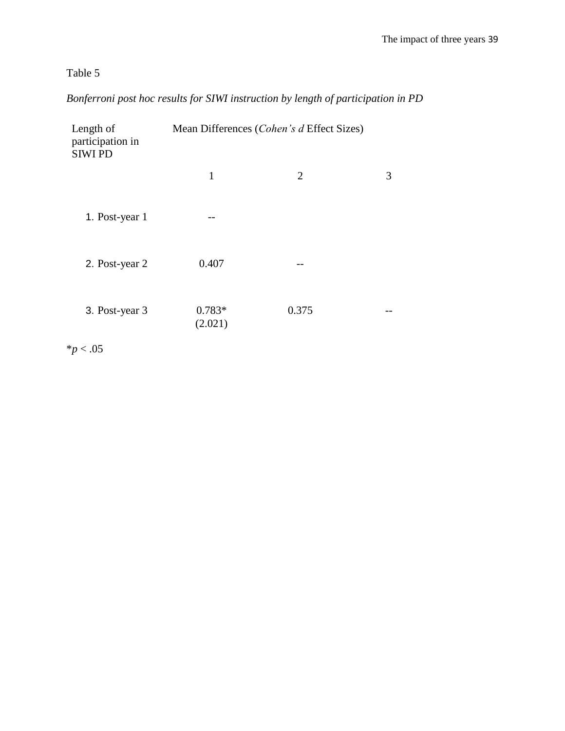Table 5

*Bonferroni post hoc results for SIWI instruction by length of participation in PD*

| Length of participation in SIWI PD | Mean Differences (*Cohen's d* Effect Sizes) | | |
|---|---|---|---|
| | 1 | 2 | 3 |
| 1. Post-year 1 | -- | | |
| 2. Post-year 2 | 0.407 | -- | |
| 3. Post-year 3 | 0.783* (2.021) | 0.375 | -- |

*$p < .05$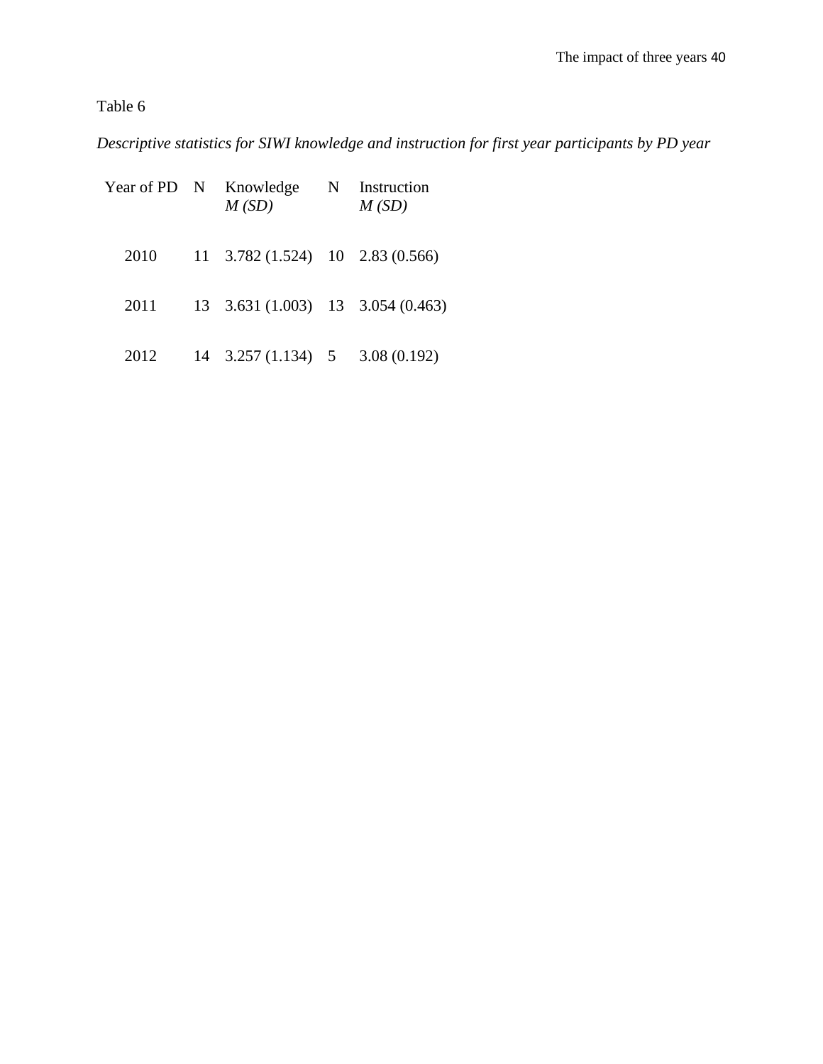Table 6

*Descriptive statistics for SIWI knowledge and instruction for first year participants by PD year*

| Year of PD | N | Knowledge *M (SD)* | N | Instruction *M (SD)* |
|---|---|---|---|---|
| 2010 | 11 | 3.782 (1.524) | 10 | 2.83 (0.566) |
| 2011 | 13 | 3.631 (1.003) | 13 | 3.054 (0.463) |
| 2012 | 14 | 3.257 (1.134) | 5 | 3.08 (0.192) |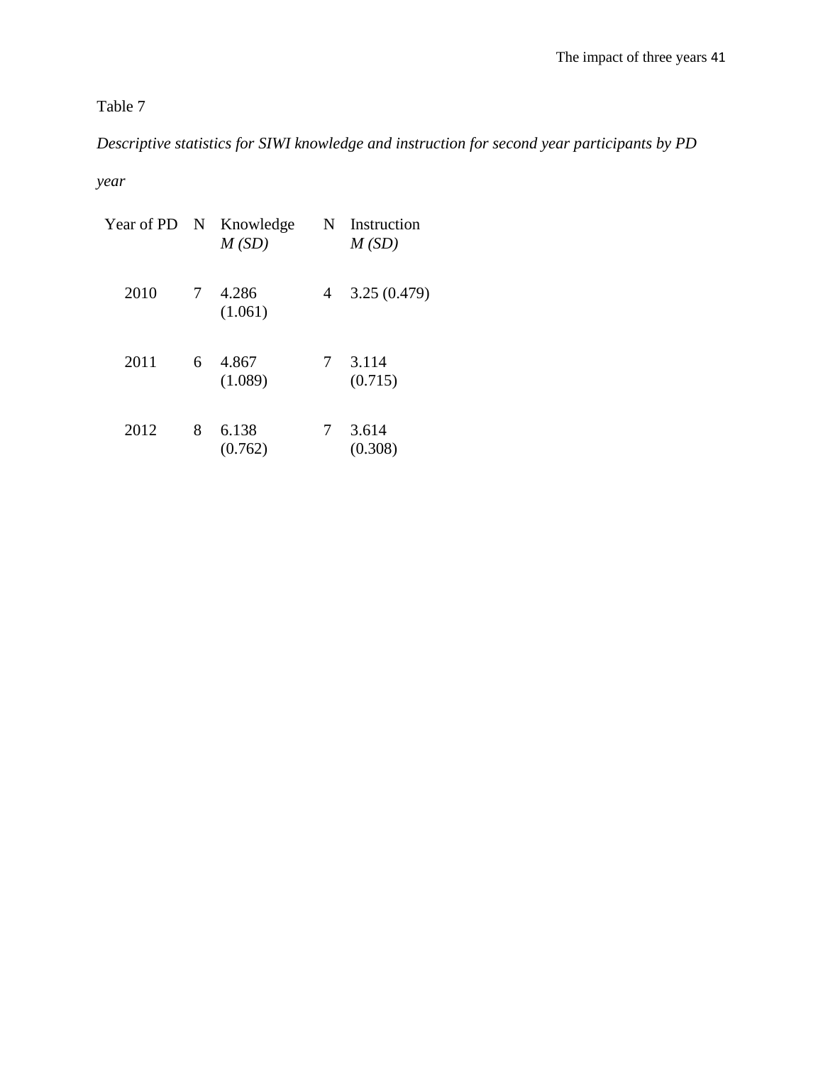Table 7

*Descriptive statistics for SIWI knowledge and instruction for second year participants by PD year*

| Year of PD | N | Knowledge *M (SD)* | N | Instruction *M (SD)* |
|---|---|---|---|---|
| 2010 | 7 | 4.286 (1.061) | 4 | 3.25 (0.479) |
| 2011 | 6 | 4.867 (1.089) | 7 | 3.114 (0.715) |
| 2012 | 8 | 6.138 (0.762) | 7 | 3.614 (0.308) |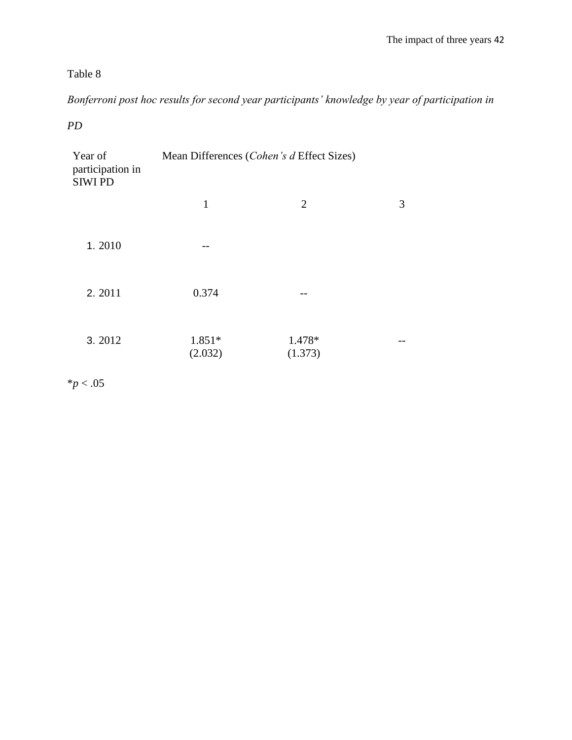Table 8

*Bonferroni post hoc results for second year participants' knowledge by year of participation in PD*

| Year of participation in SIWI PD | Mean Differences (*Cohen's d* Effect Sizes) | | |
|---|---|---|---|
| | 1 | 2 | 3 |
| 1. 2010 | -- | | |
| 2. 2011 | 0.374 | -- | |
| 3. 2012 | 1.851* (2.032) | 1.478* (1.373) | -- |

*$p < .05$